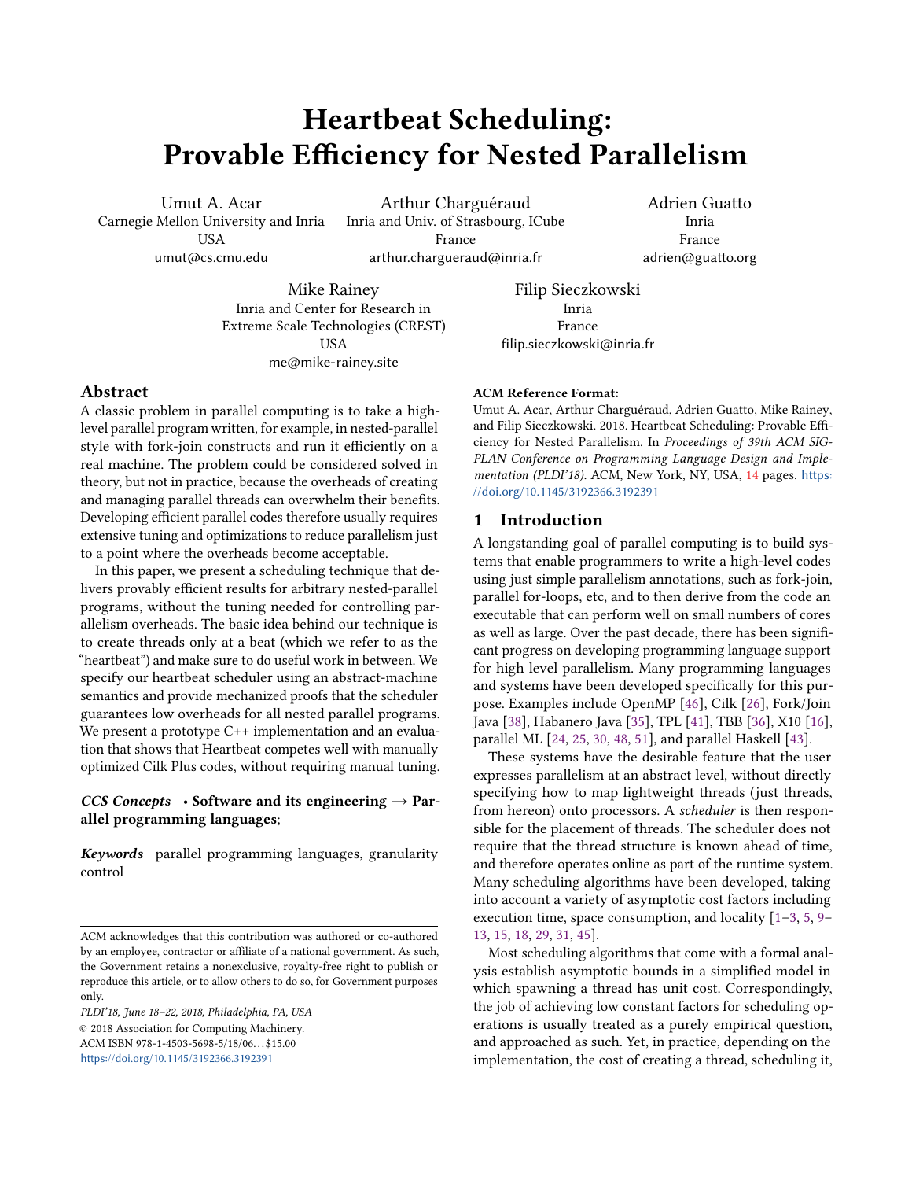# Heartbeat Scheduling: Provable Efficiency for Nested Parallelism

Umut A. Acar
Carnegie Mellon University and Inria
USA
umut@cs.cmu.edu

Arthur Charguéraud
Inria and Univ. of Strasbourg, ICube
France
arthur.chargueraud@inria.fr

Adrien Guatto
Inria
France
adrien@guatto.org

Mike Rainey
Inria and Center for Research in Extreme Scale Technologies (CREST)
USA
me@mike-rainey.site

Filip Sieczkowski
Inria
France
filip.sieczkowski@inria.fr

## Abstract

A classic problem in parallel computing is to take a high-level parallel program written, for example, in nested-parallel style with fork-join constructs and run it efficiently on a real machine. The problem could be considered solved in theory, but not in practice, because the overheads of creating and managing parallel threads can overwhelm their benefits. Developing efficient parallel codes therefore usually requires extensive tuning and optimizations to reduce parallelism just to a point where the overheads become acceptable.

In this paper, we present a scheduling technique that delivers provably efficient results for arbitrary nested-parallel programs, without the tuning needed for controlling parallelism overheads. The basic idea behind our technique is to create threads only at a beat (which we refer to as the "heartbeat") and make sure to do useful work in between. We specify our heartbeat scheduler using an abstract-machine semantics and provide mechanized proofs that the scheduler guarantees low overheads for all nested parallel programs. We present a prototype C++ implementation and an evaluation that shows that Heartbeat competes well with manually optimized Cilk Plus codes, without requiring manual tuning.

***CCS Concepts*** • **Software and its engineering → Parallel programming languages**;

***Keywords*** parallel programming languages, granularity control

ACM acknowledges that this contribution was authored or co-authored by an employee, contractor or affiliate of a national government. As such, the Government retains a nonexclusive, royalty-free right to publish or reproduce this article, or to allow others to do so, for Government purposes only.

*PLDI'18, June 18–22, 2018, Philadelphia, PA, USA*
© 2018 Association for Computing Machinery.
ACM ISBN 978-1-4503-5698-5/18/06...$15.00
https://doi.org/10.1145/3192366.3192391

**ACM Reference Format:**
Umut A. Acar, Arthur Charguéraud, Adrien Guatto, Mike Rainey, and Filip Sieczkowski. 2018. Heartbeat Scheduling: Provable Efficiency for Nested Parallelism. In *Proceedings of 39th ACM SIGPLAN Conference on Programming Language Design and Implementation (PLDI'18).* ACM, New York, NY, USA, 14 pages. https://doi.org/10.1145/3192366.3192391

## 1 Introduction

A longstanding goal of parallel computing is to build systems that enable programmers to write a high-level codes using just simple parallelism annotations, such as fork-join, parallel for-loops, etc, and to then derive from the code an executable that can perform well on small numbers of cores as well as large. Over the past decade, there has been significant progress on developing programming language support for high level parallelism. Many programming languages and systems have been developed specifically for this purpose. Examples include OpenMP [46], Cilk [26], Fork/Join Java [38], Habanero Java [35], TPL [41], TBB [36], X10 [16], parallel ML [24, 25, 30, 48, 51], and parallel Haskell [43].

These systems have the desirable feature that the user expresses parallelism at an abstract level, without directly specifying how to map lightweight threads (just threads, from hereon) onto processors. A *scheduler* is then responsible for the placement of threads. The scheduler does not require that the thread structure is known ahead of time, and therefore operates online as part of the runtime system. Many scheduling algorithms have been developed, taking into account a variety of asymptotic cost factors including execution time, space consumption, and locality [1–3, 5, 9–13, 15, 18, 29, 31, 45].

Most scheduling algorithms that come with a formal analysis establish asymptotic bounds in a simplified model in which spawning a thread has unit cost. Correspondingly, the job of achieving low constant factors for scheduling operations is usually treated as a purely empirical question, and approached as such. Yet, in practice, depending on the implementation, the cost of creating a thread, scheduling it,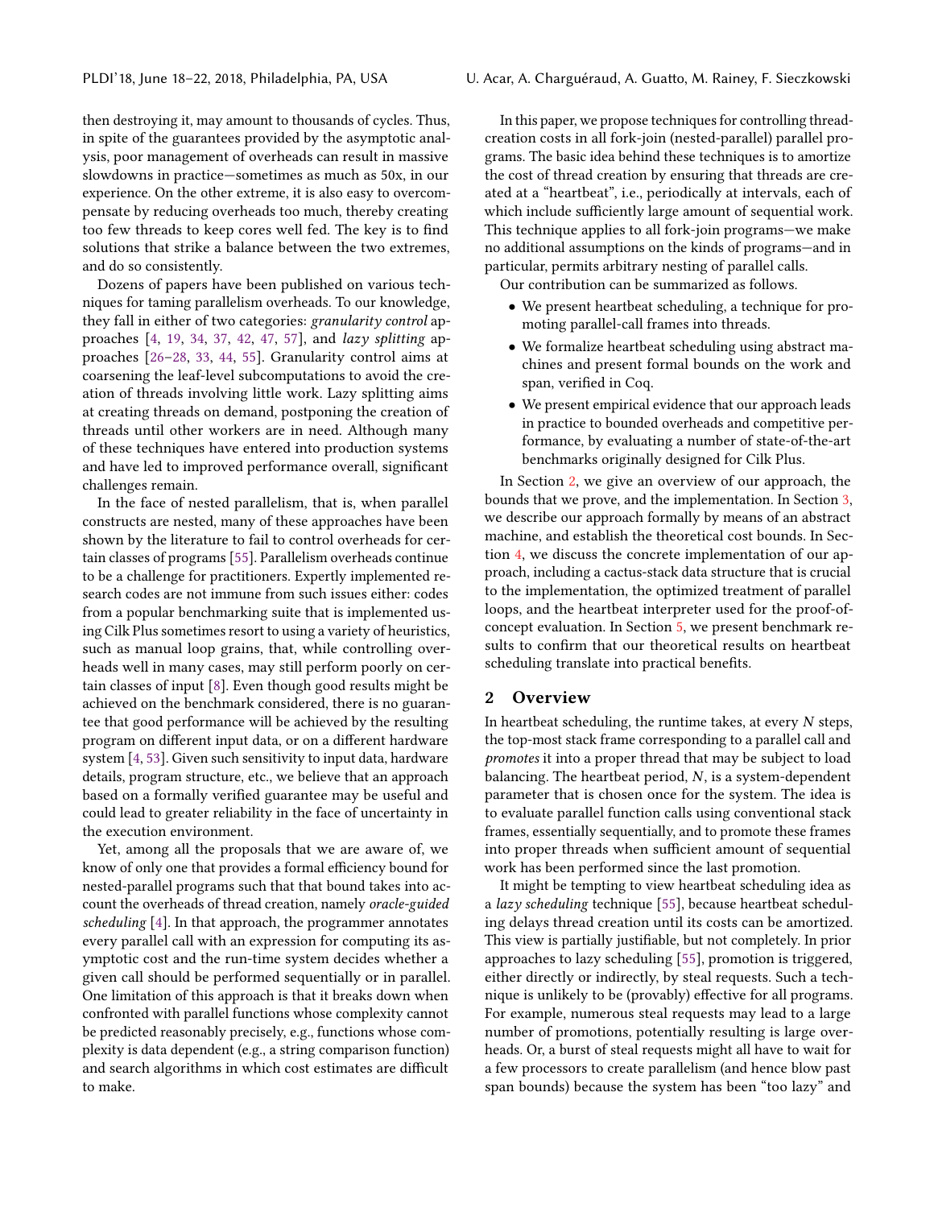then destroying it, may amount to thousands of cycles. Thus, in spite of the guarantees provided by the asymptotic analysis, poor management of overheads can result in massive slowdowns in practice—sometimes as much as 50x, in our experience. On the other extreme, it is also easy to overcompensate by reducing overheads too much, thereby creating too few threads to keep cores well fed. The key is to find solutions that strike a balance between the two extremes, and do so consistently.

Dozens of papers have been published on various techniques for taming parallelism overheads. To our knowledge, they fall in either of two categories: *granularity control* approaches [4, 19, 34, 37, 42, 47, 57], and *lazy splitting* approaches [26–28, 33, 44, 55]. Granularity control aims at coarsening the leaf-level subcomputations to avoid the creation of threads involving little work. Lazy splitting aims at creating threads on demand, postponing the creation of threads until other workers are in need. Although many of these techniques have entered into production systems and have led to improved performance overall, significant challenges remain.

In the face of nested parallelism, that is, when parallel constructs are nested, many of these approaches have been shown by the literature to fail to control overheads for certain classes of programs [55]. Parallelism overheads continue to be a challenge for practitioners. Expertly implemented research codes are not immune from such issues either: codes from a popular benchmarking suite that is implemented using Cilk Plus sometimes resort to using a variety of heuristics, such as manual loop grains, that, while controlling overheads well in many cases, may still perform poorly on certain classes of input [8]. Even though good results might be achieved on the benchmark considered, there is no guarantee that good performance will be achieved by the resulting program on different input data, or on a different hardware system [4, 53]. Given such sensitivity to input data, hardware details, program structure, etc., we believe that an approach based on a formally verified guarantee may be useful and could lead to greater reliability in the face of uncertainty in the execution environment.

Yet, among all the proposals that we are aware of, we know of only one that provides a formal efficiency bound for nested-parallel programs such that that bound takes into account the overheads of thread creation, namely *oracle-guided scheduling* [4]. In that approach, the programmer annotates every parallel call with an expression for computing its asymptotic cost and the run-time system decides whether a given call should be performed sequentially or in parallel. One limitation of this approach is that it breaks down when confronted with parallel functions whose complexity cannot be predicted reasonably precisely, e.g., functions whose complexity is data dependent (e.g., a string comparison function) and search algorithms in which cost estimates are difficult to make.

In this paper, we propose techniques for controlling thread-creation costs in all fork-join (nested-parallel) parallel programs. The basic idea behind these techniques is to amortize the cost of thread creation by ensuring that threads are created at a "heartbeat", i.e., periodically at intervals, each of which include sufficiently large amount of sequential work. This technique applies to all fork-join programs—we make no additional assumptions on the kinds of programs—and in particular, permits arbitrary nesting of parallel calls.

Our contribution can be summarized as follows.

- We present heartbeat scheduling, a technique for promoting parallel-call frames into threads.
- We formalize heartbeat scheduling using abstract machines and present formal bounds on the work and span, verified in Coq.
- We present empirical evidence that our approach leads in practice to bounded overheads and competitive performance, by evaluating a number of state-of-the-art benchmarks originally designed for Cilk Plus.

In Section 2, we give an overview of our approach, the bounds that we prove, and the implementation. In Section 3, we describe our approach formally by means of an abstract machine, and establish the theoretical cost bounds. In Section 4, we discuss the concrete implementation of our approach, including a cactus-stack data structure that is crucial to the implementation, the optimized treatment of parallel loops, and the heartbeat interpreter used for the proof-of-concept evaluation. In Section 5, we present benchmark results to confirm that our theoretical results on heartbeat scheduling translate into practical benefits.

## 2 Overview

In heartbeat scheduling, the runtime takes, at every $N$ steps, the top-most stack frame corresponding to a parallel call and *promotes* it into a proper thread that may be subject to load balancing. The heartbeat period, $N$, is a system-dependent parameter that is chosen once for the system. The idea is to evaluate parallel function calls using conventional stack frames, essentially sequentially, and to promote these frames into proper threads when sufficient amount of sequential work has been performed since the last promotion.

It might be tempting to view heartbeat scheduling idea as a *lazy scheduling* technique [55], because heartbeat scheduling delays thread creation until its costs can be amortized. This view is partially justifiable, but not completely. In prior approaches to lazy scheduling [55], promotion is triggered, either directly or indirectly, by steal requests. Such a technique is unlikely to be (provably) effective for all programs. For example, numerous steal requests may lead to a large number of promotions, potentially resulting is large overheads. Or, a burst of steal requests might all have to wait for a few processors to create parallelism (and hence blow past span bounds) because the system has been "too lazy" and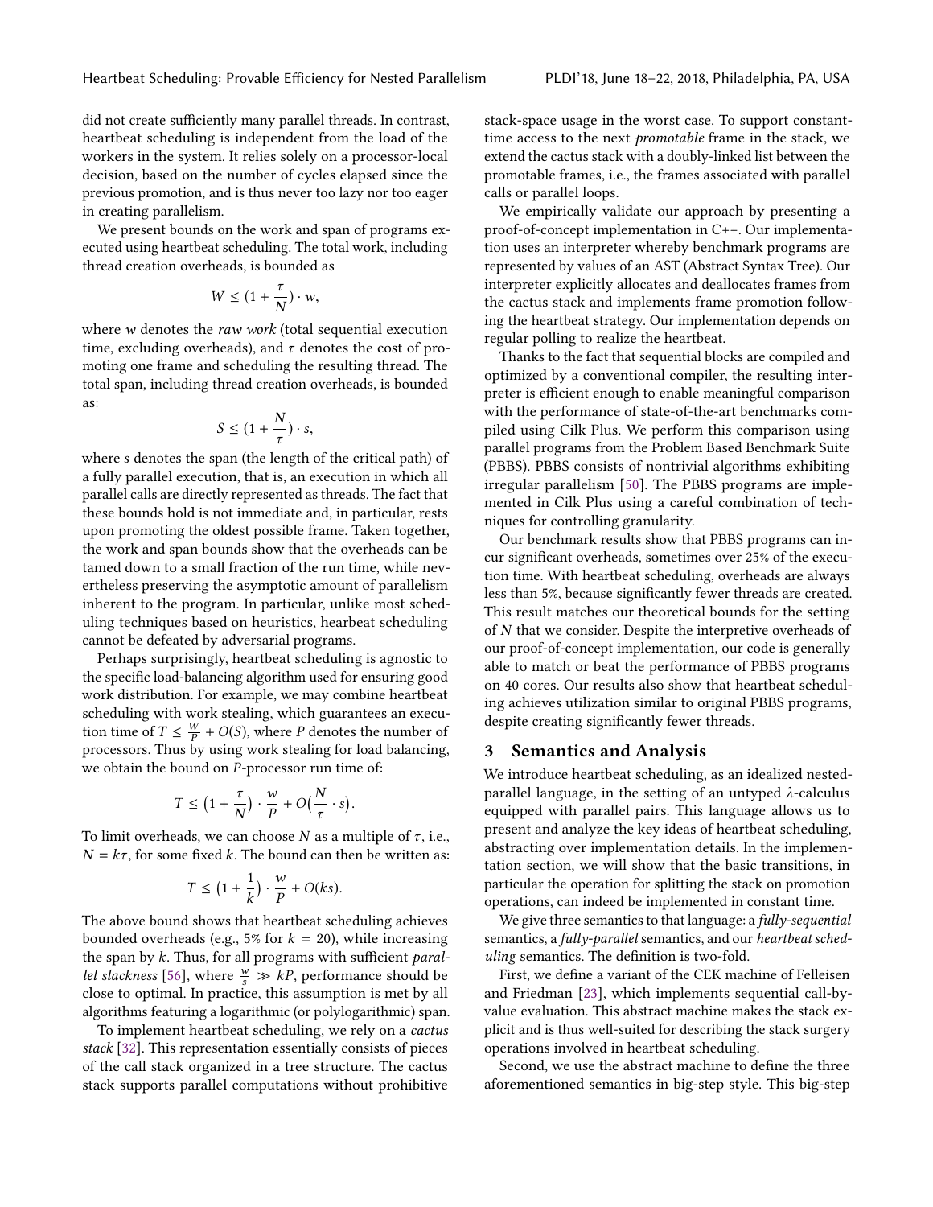did not create sufficiently many parallel threads. In contrast, heartbeat scheduling is independent from the load of the workers in the system. It relies solely on a processor-local decision, based on the number of cycles elapsed since the previous promotion, and is thus never too lazy nor too eager in creating parallelism.

We present bounds on the work and span of programs executed using heartbeat scheduling. The total work, including thread creation overheads, is bounded as

$$W \le (1 + \frac{\tau}{N}) \cdot w,$$

where $w$ denotes the *raw work* (total sequential execution time, excluding overheads), and $\tau$ denotes the cost of promoting one frame and scheduling the resulting thread. The total span, including thread creation overheads, is bounded as:

$$S \le (1 + \frac{N}{\tau}) \cdot s,$$

where $s$ denotes the span (the length of the critical path) of a fully parallel execution, that is, an execution in which all parallel calls are directly represented as threads. The fact that these bounds hold is not immediate and, in particular, rests upon promoting the oldest possible frame. Taken together, the work and span bounds show that the overheads can be tamed down to a small fraction of the run time, while nevertheless preserving the asymptotic amount of parallelism inherent to the program. In particular, unlike most scheduling techniques based on heuristics, hearbeat scheduling cannot be defeated by adversarial programs.

Perhaps surprisingly, heartbeat scheduling is agnostic to the specific load-balancing algorithm used for ensuring good work distribution. For example, we may combine heartbeat scheduling with work stealing, which guarantees an execution time of $T \le \frac{W}{P} + O(S)$, where $P$ denotes the number of processors. Thus by using work stealing for load balancing, we obtain the bound on $P$-processor run time of:

$$T \le \left(1 + \frac{\tau}{N}\right) \cdot \frac{w}{P} + O\left(\frac{N}{\tau} \cdot s\right).$$

To limit overheads, we can choose $N$ as a multiple of $\tau$, i.e., $N = k\tau$, for some fixed $k$. The bound can then be written as:

$$T \le \left(1 + \frac{1}{k}\right) \cdot \frac{w}{P} + O(ks).$$

The above bound shows that heartbeat scheduling achieves bounded overheads (e.g., 5% for $k = 20$), while increasing the span by $k$. Thus, for all programs with sufficient *parallel slackness* [56], where $\frac{w}{s} \gg kP$, performance should be close to optimal. In practice, this assumption is met by all algorithms featuring a logarithmic (or polylogarithmic) span.

To implement heartbeat scheduling, we rely on a *cactus stack* [32]. This representation essentially consists of pieces of the call stack organized in a tree structure. The cactus stack supports parallel computations without prohibitive stack-space usage in the worst case. To support constant-time access to the next *promotable* frame in the stack, we extend the cactus stack with a doubly-linked list between the promotable frames, i.e., the frames associated with parallel calls or parallel loops.

We empirically validate our approach by presenting a proof-of-concept implementation in C++. Our implementation uses an interpreter whereby benchmark programs are represented by values of an AST (Abstract Syntax Tree). Our interpreter explicitly allocates and deallocates frames from the cactus stack and implements frame promotion following the heartbeat strategy. Our implementation depends on regular polling to realize the heartbeat.

Thanks to the fact that sequential blocks are compiled and optimized by a conventional compiler, the resulting interpreter is efficient enough to enable meaningful comparison with the performance of state-of-the-art benchmarks compiled using Cilk Plus. We perform this comparison using parallel programs from the Problem Based Benchmark Suite (PBBS). PBBS consists of nontrivial algorithms exhibiting irregular parallelism [50]. The PBBS programs are implemented in Cilk Plus using a careful combination of techniques for controlling granularity.

Our benchmark results show that PBBS programs can incur significant overheads, sometimes over 25% of the execution time. With heartbeat scheduling, overheads are always less than 5%, because significantly fewer threads are created. This result matches our theoretical bounds for the setting of $N$ that we consider. Despite the interpretive overheads of our proof-of-concept implementation, our code is generally able to match or beat the performance of PBBS programs on 40 cores. Our results also show that heartbeat scheduling achieves utilization similar to original PBBS programs, despite creating significantly fewer threads.

## 3 Semantics and Analysis

We introduce heartbeat scheduling, as an idealized nested-parallel language, in the setting of an untyped $\lambda$-calculus equipped with parallel pairs. This language allows us to present and analyze the key ideas of heartbeat scheduling, abstracting over implementation details. In the implementation section, we will show that the basic transitions, in particular the operation for splitting the stack on promotion operations, can indeed be implemented in constant time.

We give three semantics to that language: a *fully-sequential* semantics, a *fully-parallel* semantics, and our *heartbeat scheduling* semantics. The definition is two-fold.

First, we define a variant of the CEK machine of Felleisen and Friedman [23], which implements sequential call-by-value evaluation. This abstract machine makes the stack explicit and is thus well-suited for describing the stack surgery operations involved in heartbeat scheduling.

Second, we use the abstract machine to define the three aforementioned semantics in big-step style. This big-step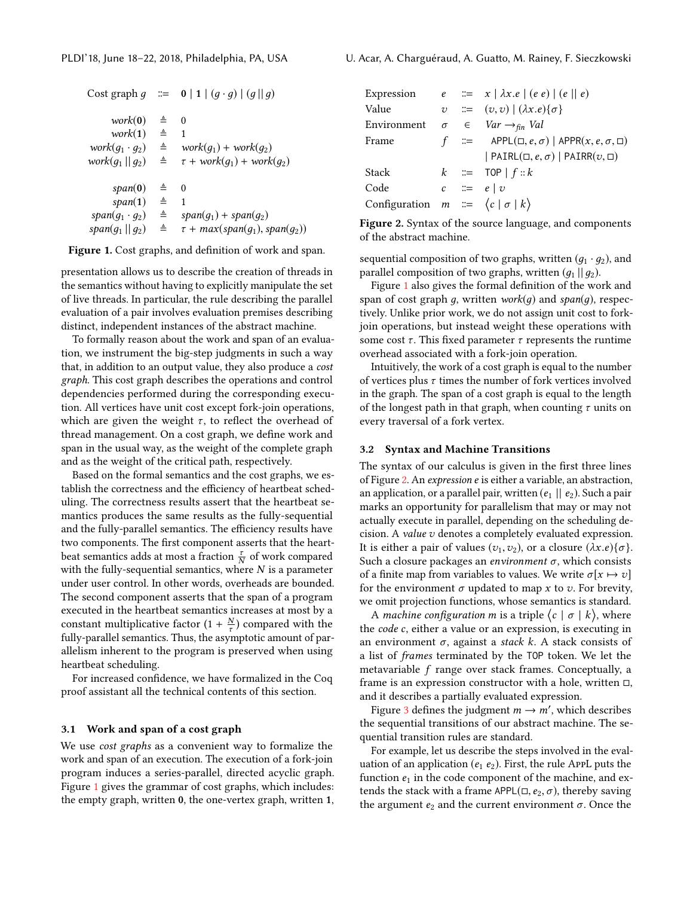$$
\begin{array}{rcl}
\text{Cost graph } g & ::= & \mathbf{0} \mid \mathbf{1} \mid (g \cdot g) \mid (g \,||\, g) \\
\\
work(\mathbf{0}) & \triangleq & 0 \\
work(\mathbf{1}) & \triangleq & 1 \\
work(g_1 \cdot g_2) & \triangleq & work(g_1) + work(g_2) \\
work(g_1 \,||\, g_2) & \triangleq & \tau + work(g_1) + work(g_2) \\
\\
span(\mathbf{0}) & \triangleq & 0 \\
span(\mathbf{1}) & \triangleq & 1 \\
span(g_1 \cdot g_2) & \triangleq & span(g_1) + span(g_2) \\
span(g_1 \,||\, g_2) & \triangleq & \tau + max(span(g_1), span(g_2))
\end{array}
$$

**Figure 1.** Cost graphs, and definition of work and span.

presentation allows us to describe the creation of threads in the semantics without having to explicitly manipulate the set of live threads. In particular, the rule describing the parallel evaluation of a pair involves evaluation premises describing distinct, independent instances of the abstract machine.

To formally reason about the work and span of an evaluation, we instrument the big-step judgments in such a way that, in addition to an output value, they also produce a *cost graph*. This cost graph describes the operations and control dependencies performed during the corresponding execution. All vertices have unit cost except fork-join operations, which are given the weight $\tau$, to reflect the overhead of thread management. On a cost graph, we define work and span in the usual way, as the weight of the complete graph and as the weight of the critical path, respectively.

Based on the formal semantics and the cost graphs, we establish the correctness and the efficiency of heartbeat scheduling. The correctness results assert that the heartbeat semantics produces the same results as the fully-sequential and the fully-parallel semantics. The efficiency results have two components. The first component asserts that the heartbeat semantics adds at most a fraction $\frac{\tau}{N}$ of work compared with the fully-sequential semantics, where $N$ is a parameter under user control. In other words, overheads are bounded. The second component asserts that the span of a program executed in the heartbeat semantics increases at most by a constant multiplicative factor $(1 + \frac{N}{\tau})$ compared with the fully-parallel semantics. Thus, the asymptotic amount of parallelism inherent to the program is preserved when using heartbeat scheduling.

For increased confidence, we have formalized in the Coq proof assistant all the technical contents of this section.

### 3.1 Work and span of a cost graph

We use *cost graphs* as a convenient way to formalize the work and span of an execution. The execution of a fork-join program induces a series-parallel, directed acyclic graph. Figure 1 gives the grammar of cost graphs, which includes: the empty graph, written $\mathbf{0}$, the one-vertex graph, written $\mathbf{1}$, sequential composition of two graphs, written $(g_1 \cdot g_2)$, and parallel composition of two graphs, written $(g_1 \,||\, g_2)$.

Figure 1 also gives the formal definition of the work and span of cost graph $g$, written $work(g)$ and $span(g)$, respectively. Unlike prior work, we do not assign unit cost to fork-join operations, but instead weight these operations with some cost $\tau$. This fixed parameter $\tau$ represents the runtime overhead associated with a fork-join operation.

Intuitively, the work of a cost graph is equal to the number of vertices plus $\tau$ times the number of fork vertices involved in the graph. The span of a cost graph is equal to the length of the longest path in that graph, when counting $\tau$ units on every traversal of a fork vertex.

$$
\begin{array}{llcl}
\text{Expression} & e & ::= & x \mid \lambda x.e \mid (e\ e) \mid (e \,||\, e) \\
\text{Value} & v & ::= & (v, v) \mid (\lambda x.e)\{\sigma\} \\
\text{Environment} & \sigma & \in & Var \rightarrow_{fin} Val \\
\text{Frame} & f & ::= & \mathtt{APPL}(\Box, e, \sigma) \mid \mathtt{APPR}(x, e, \sigma, \Box) \\
 & & & \mid \mathtt{PAIRL}(\Box, e, \sigma) \mid \mathtt{PAIRR}(v, \Box) \\
\text{Stack} & k & ::= & \mathtt{TOP} \mid f :: k \\
\text{Code} & c & ::= & e \mid v \\
\text{Configuration} & m & ::= & \langle c \mid \sigma \mid k \rangle
\end{array}
$$

**Figure 2.** Syntax of the source language, and components of the abstract machine.

### 3.2 Syntax and Machine Transitions

The syntax of our calculus is given in the first three lines of Figure 2. An *expression* $e$ is either a variable, an abstraction, an application, or a parallel pair, written $(e_1 \,||\, e_2)$. Such a pair marks an opportunity for parallelism that may or may not actually execute in parallel, depending on the scheduling decision. A *value* $v$ denotes a completely evaluated expression. It is either a pair of values $(v_1, v_2)$, or a closure $(\lambda x.e)\{\sigma\}$. Such a closure packages an *environment* $\sigma$, which consists of a finite map from variables to values. We write $\sigma[x \mapsto v]$ for the environment $\sigma$ updated to map $x$ to $v$. For brevity, we omit projection functions, whose semantics is standard.

A *machine configuration* $m$ is a triple $\langle c \mid \sigma \mid k \rangle$, where the *code* $c$, either a value or an expression, is executing in an environment $\sigma$, against a *stack* $k$. A stack consists of a list of *frames* terminated by the TOP token. We let the metavariable $f$ range over stack frames. Conceptually, a frame is an expression constructor with a hole, written $\Box$, and it describes a partially evaluated expression.

Figure 3 defines the judgment $m \rightarrow m'$, which describes the sequential transitions of our abstract machine. The sequential transition rules are standard.

For example, let us describe the steps involved in the evaluation of an application $(e_1\ e_2)$. First, the rule AppL puts the function $e_1$ in the code component of the machine, and extends the stack with a frame $\mathtt{APPL}(\Box, e_2, \sigma)$, thereby saving the argument $e_2$ and the current environment $\sigma$. Once the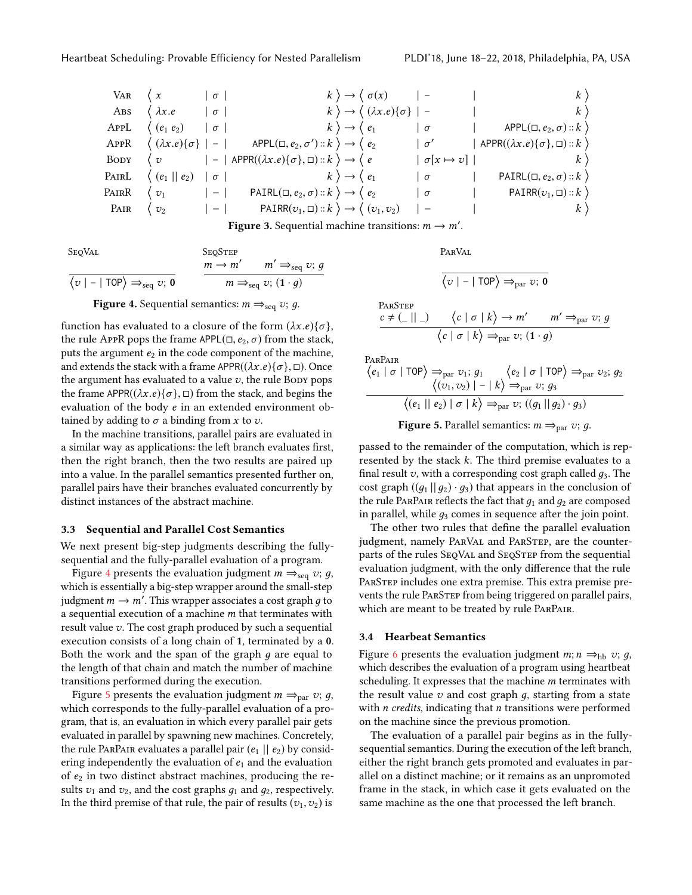$$
\begin{array}{llllllll}
\text{VAR} & \langle\, x & \mid \sigma \mid & k \,\rangle \to \langle\, \sigma(x) & \mid - & \mid & k \,\rangle \\
\text{ABS} & \langle\, \lambda x.e & \mid \sigma \mid & k \,\rangle \to \langle\, (\lambda x.e)\{\sigma\} & \mid - & \mid & k \,\rangle \\
\text{APPL} & \langle\, (e_1\ e_2) & \mid \sigma \mid & k \,\rangle \to \langle\, e_1 & \mid \sigma & \mid & \mathsf{APPL}(\Box, e_2, \sigma) :: k \,\rangle \\
\text{APPR} & \langle\, (\lambda x.e)\{\sigma\} & \mid - \mid & \mathsf{APPL}(\Box, e_2, \sigma') :: k \,\rangle \to \langle\, e_2 & \mid \sigma' & \mid & \mathsf{APPR}((\lambda x.e)\{\sigma\}, \Box) :: k \,\rangle \\
\text{BODY} & \langle\, v & \mid - \mid & \mathsf{APPR}((\lambda x.e)\{\sigma\}, \Box) :: k \,\rangle \to \langle\, e & \mid \sigma[x \mapsto v] & \mid & k \,\rangle \\
\text{PAIRL} & \langle\, (e_1 \mid\mid e_2) & \mid \sigma \mid & k \,\rangle \to \langle\, e_1 & \mid \sigma & \mid & \mathsf{PAIRL}(\Box, e_2, \sigma) :: k \,\rangle \\
\text{PAIRR} & \langle\, v_1 & \mid - \mid & \mathsf{PAIRL}(\Box, e_2, \sigma) :: k \,\rangle \to \langle\, e_2 & \mid \sigma & \mid & \mathsf{PAIRR}(v_1, \Box) :: k \,\rangle \\
\text{PAIR} & \langle\, v_2 & \mid - \mid & \mathsf{PAIRR}(v_1, \Box) :: k \,\rangle \to \langle\, (v_1, v_2) & \mid - & \mid & k \,\rangle
\end{array}
$$

**Figure 3.** Sequential machine transitions: $m \to m'$.

SEQVAL
$$
\frac{}{\langle v \mid - \mid \mathsf{TOP} \rangle \Rightarrow_{\text{seq}} v;\ \mathbf{0}}
$$

SEQSTEP
$$
\frac{m \to m' \qquad m' \Rightarrow_{\text{seq}} v;\ g}{m \Rightarrow_{\text{seq}} v;\ (\mathbf{1} \cdot g)}
$$

**Figure 4.** Sequential semantics: $m \Rightarrow_{\text{seq}} v;\ g$.

function has evaluated to a closure of the form $(\lambda x.e)\{\sigma\}$, the rule APPR pops the frame $\mathsf{APPL}(\Box, e_2, \sigma)$ from the stack, puts the argument $e_2$ in the code component of the machine, and extends the stack with a frame $\mathsf{APPR}((\lambda x.e)\{\sigma\}, \Box)$. Once the argument has evaluated to a value $v$, the rule BODY pops the frame $\mathsf{APPR}((\lambda x.e)\{\sigma\}, \Box)$ from the stack, and begins the evaluation of the body $e$ in an extended environment obtained by adding to $\sigma$ a binding from $x$ to $v$.

In the machine transitions, parallel pairs are evaluated in a similar way as applications: the left branch evaluates first, then the right branch, then the two results are paired up into a value. In the parallel semantics presented further on, parallel pairs have their branches evaluated concurrently by distinct instances of the abstract machine.

### 3.3 Sequential and Parallel Cost Semantics

We next present big-step judgments describing the fully-sequential and the fully-parallel evaluation of a program.

Figure 4 presents the evaluation judgment $m \Rightarrow_{\text{seq}} v;\ g$, which is essentially a big-step wrapper around the small-step judgment $m \to m'$. This wrapper associates a cost graph $g$ to a sequential execution of a machine $m$ that terminates with result value $v$. The cost graph produced by such a sequential execution consists of a long chain of $\mathbf{1}$, terminated by a $\mathbf{0}$. Both the work and the span of the graph $g$ are equal to the length of that chain and match the number of machine transitions performed during the execution.

Figure 5 presents the evaluation judgment $m \Rightarrow_{\text{par}} v;\ g$, which corresponds to the fully-parallel evaluation of a program, that is, an evaluation in which every parallel pair gets evaluated in parallel by spawning new machines. Concretely, the rule PARPAIR evaluates a parallel pair $(e_1 \mid\mid e_2)$ by considering independently the evaluation of $e_1$ and the evaluation of $e_2$ in two distinct abstract machines, producing the results $v_1$ and $v_2$, and the cost graphs $g_1$ and $g_2$, respectively. In the third premise of that rule, the pair of results $(v_1, v_2)$ is

PARVAL
$$
\frac{}{\langle v \mid - \mid \mathsf{TOP} \rangle \Rightarrow_{\text{par}} v;\ \mathbf{0}}
$$

PARSTEP
$$
\frac{c \neq (\_ \mid\mid \_) \qquad \langle c \mid \sigma \mid k \rangle \to m' \qquad m' \Rightarrow_{\text{par}} v;\ g}{\langle c \mid \sigma \mid k \rangle \Rightarrow_{\text{par}} v;\ (\mathbf{1} \cdot g)}
$$

PARPAIR
$$
\frac{\langle e_1 \mid \sigma \mid \mathsf{TOP} \rangle \Rightarrow_{\text{par}} v_1;\ g_1 \qquad \langle e_2 \mid \sigma \mid \mathsf{TOP} \rangle \Rightarrow_{\text{par}} v_2;\ g_2 \qquad \langle (v_1, v_2) \mid - \mid k \rangle \Rightarrow_{\text{par}} v;\ g_3}{\langle (e_1 \mid\mid e_2) \mid \sigma \mid k \rangle \Rightarrow_{\text{par}} v;\ ((g_1 \mid\mid g_2) \cdot g_3)}
$$

**Figure 5.** Parallel semantics: $m \Rightarrow_{\text{par}} v;\ g$.

passed to the remainder of the computation, which is represented by the stack $k$. The third premise evaluates to a final result $v$, with a corresponding cost graph called $g_3$. The cost graph $((g_1 \mid\mid g_2) \cdot g_3)$ that appears in the conclusion of the rule PARPAIR reflects the fact that $g_1$ and $g_2$ are composed in parallel, while $g_3$ comes in sequence after the join point.

The other two rules that define the parallel evaluation judgment, namely PARVAL and PARSTEP, are the counterparts of the rules SEQVAL and SEQSTEP from the sequential evaluation judgment, with the only difference that the rule PARSTEP includes one extra premise. This extra premise prevents the rule PARSTEP from being triggered on parallel pairs, which are meant to be treated by rule PARPAIR.

### 3.4 Hearbeat Semantics

Figure 6 presents the evaluation judgment $m; n \Rightarrow_{\text{hb}} v;\ g$, which describes the evaluation of a program using heartbeat scheduling. It expresses that the machine $m$ terminates with the result value $v$ and cost graph $g$, starting from a state with $n$ *credits*, indicating that $n$ transitions were performed on the machine since the previous promotion.

The evaluation of a parallel pair begins as in the fully-sequential semantics. During the execution of the left branch, either the right branch gets promoted and evaluates in parallel on a distinct machine; or it remains as an unpromoted frame in the stack, in which case it gets evaluated on the same machine as the one that processed the left branch.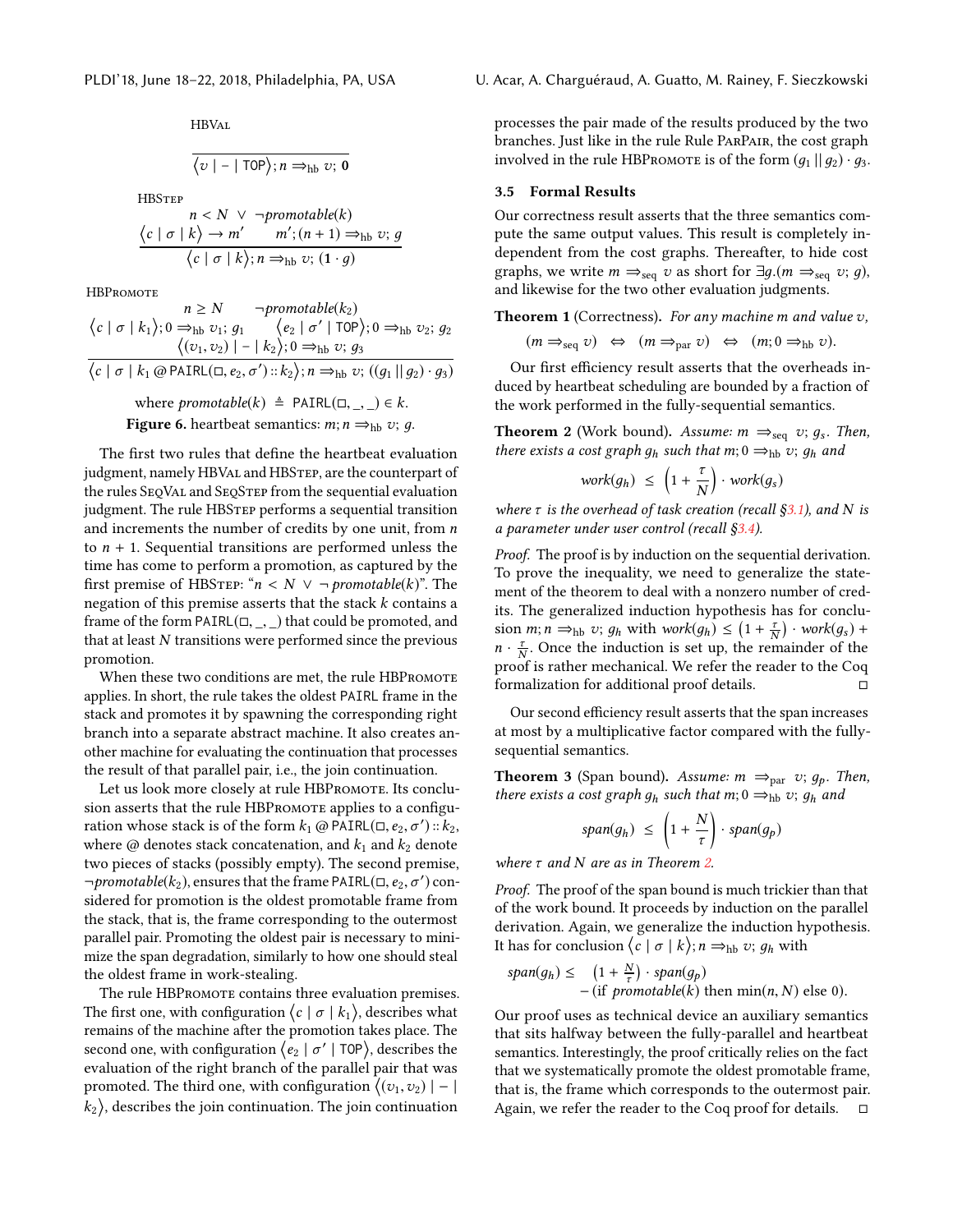HBVal

$$\frac{}{\langle v \mid - \mid \mathtt{TOP}\rangle; n \Rightarrow_{\text{hb}} v;\ \mathbf{0}}$$

HBStep

$$\frac{n < N \ \vee\ \neg \mathit{promotable}(k) \qquad \langle c \mid \sigma \mid k\rangle \rightarrow m' \qquad m'; (n+1) \Rightarrow_{\text{hb}} v;\ g}{\langle c \mid \sigma \mid k\rangle; n \Rightarrow_{\text{hb}} v;\ (\mathbf{1} \cdot g)}$$

HBPromote

$$\frac{\begin{array}{c} n \geq N \qquad \neg \mathit{promotable}(k_2) \\ \langle c \mid \sigma \mid k_1\rangle; 0 \Rightarrow_{\text{hb}} v_1;\ g_1 \qquad \langle e_2 \mid \sigma' \mid \mathtt{TOP}\rangle; 0 \Rightarrow_{\text{hb}} v_2;\ g_2 \\ \langle (v_1, v_2) \mid - \mid k_2\rangle; 0 \Rightarrow_{\text{hb}} v;\ g_3 \end{array}}{\langle c \mid \sigma \mid k_1 \mathbin{@} \mathtt{PAIRL}(\Box, e_2, \sigma') :: k_2\rangle; n \Rightarrow_{\text{hb}} v;\ ((g_1 \mathbin{||} g_2) \cdot g_3)}$$

where $\mathit{promotable}(k) \triangleq \mathtt{PAIRL}(\Box, \_, \_) \in k$.

**Figure 6.** heartbeat semantics: $m; n \Rightarrow_{\text{hb}} v;\ g$.

The first two rules that define the heartbeat evaluation judgment, namely HBVal and HBStep, are the counterpart of the rules SeqVal and SeqStep from the sequential evaluation judgment. The rule HBStep performs a sequential transition and increments the number of credits by one unit, from $n$ to $n + 1$. Sequential transitions are performed unless the time has come to perform a promotion, as captured by the first premise of HBStep: "$n < N \ \vee\ \neg \mathit{promotable}(k)$". The negation of this premise asserts that the stack $k$ contains a frame of the form $\mathtt{PAIRL}(\Box, \_, \_)$ that could be promoted, and that at least $N$ transitions were performed since the previous promotion.

When these two conditions are met, the rule HBPromote applies. In short, the rule takes the oldest PAIR frame in the stack and promotes it by spawning the corresponding right branch into a separate abstract machine. It also creates another machine for evaluating the continuation that processes the result of that parallel pair, i.e., the join continuation.

Let us look more closely at rule HBPromote. Its conclusion asserts that the rule HBPromote applies to a configuration whose stack is of the form $k_1 \mathbin{@} \mathtt{PAIRL}(\Box, e_2, \sigma') :: k_2$, where @ denotes stack concatenation, and $k_1$ and $k_2$ denote two pieces of stacks (possibly empty). The second premise, $\neg \mathit{promotable}(k_2)$, ensures that the frame $\mathtt{PAIRL}(\Box, e_2, \sigma')$ considered for promotion is the oldest promotable frame from the stack, that is, the frame corresponding to the outermost parallel pair. Promoting the oldest pair is necessary to minimize the span degradation, similarly to how one should steal the oldest frame in work-stealing.

The rule HBPromote contains three evaluation premises. The first one, with configuration $\langle c \mid \sigma \mid k_1\rangle$, describes what remains of the machine after the promotion takes place. The second one, with configuration $\langle e_2 \mid \sigma' \mid \mathtt{TOP}\rangle$, describes the evaluation of the right branch of the parallel pair that was promoted. The third one, with configuration $\langle (v_1, v_2) \mid - \mid k_2\rangle$, describes the join continuation. The join continuation processes the pair made of the results produced by the two branches. Just like in the rule Rule ParPair, the cost graph involved in the rule HBPromote is of the form $(g_1 \mathbin{||} g_2) \cdot g_3$.

### 3.5 Formal Results

Our correctness result asserts that the three semantics compute the same output values. This result is completely independent from the cost graphs. Thereafter, to hide cost graphs, we write $m \Rightarrow_{\text{seq}} v$ as short for $\exists g.(m \Rightarrow_{\text{seq}} v;\ g)$, and likewise for the two other evaluation judgments.

**Theorem 1** (Correctness)**.** *For any machine $m$ and value $v$,*

$$(m \Rightarrow_{\text{seq}} v) \quad \Leftrightarrow \quad (m \Rightarrow_{\text{par}} v) \quad \Leftrightarrow \quad (m; 0 \Rightarrow_{\text{hb}} v).$$

Our first efficiency result asserts that the overheads induced by heartbeat scheduling are bounded by a fraction of the work performed in the fully-sequential semantics.

**Theorem 2** (Work bound)**.** *Assume: $m \Rightarrow_{\text{seq}} v;\ g_s$. Then, there exists a cost graph $g_h$ such that $m; 0 \Rightarrow_{\text{hb}} v;\ g_h$ and*

$$\mathit{work}(g_h) \ \leq\ \left(1 + \frac{\tau}{N}\right) \cdot \mathit{work}(g_s)$$

*where $\tau$ is the overhead of task creation (recall §3.1), and $N$ is a parameter under user control (recall §3.4).*

*Proof.* The proof is by induction on the sequential derivation. To prove the inequality, we need to generalize the statement of the theorem to deal with a nonzero number of credits. The generalized induction hypothesis has for conclusion $m; n \Rightarrow_{\text{hb}} v;\ g_h$ with $\mathit{work}(g_h) \leq \left(1 + \frac{\tau}{N}\right) \cdot \mathit{work}(g_s) + n \cdot \frac{\tau}{N}$. Once the induction is set up, the remainder of the proof is rather mechanical. We refer the reader to the Coq formalization for additional proof details. □

Our second efficiency result asserts that the span increases at most by a multiplicative factor compared with the fully-sequential semantics.

**Theorem 3** (Span bound)**.** *Assume: $m \Rightarrow_{\text{par}} v;\ g_p$. Then, there exists a cost graph $g_h$ such that $m; 0 \Rightarrow_{\text{hb}} v;\ g_h$ and*

$$\mathit{span}(g_h) \ \leq\ \left(1 + \frac{N}{\tau}\right) \cdot \mathit{span}(g_p)$$

*where $\tau$ and $N$ are as in Theorem 2.*

*Proof.* The proof of the span bound is much trickier than that of the work bound. It proceeds by induction on the parallel derivation. Again, we generalize the induction hypothesis. It has for conclusion $\langle c \mid \sigma \mid k\rangle; n \Rightarrow_{\text{hb}} v;\ g_h$ with

$$\begin{aligned} \mathit{span}(g_h) \leq\ & \left(1 + \tfrac{N}{\tau}\right) \cdot \mathit{span}(g_p) \\ & - (\text{if } \mathit{promotable}(k) \text{ then } \min(n, N) \text{ else } 0). \end{aligned}$$

Our proof uses as technical device an auxiliary semantics that sits halfway between the fully-parallel and heartbeat semantics. Interestingly, the proof critically relies on the fact that we systematically promote the oldest promotable frame, that is, the frame which corresponds to the outermost pair. Again, we refer the reader to the Coq proof for details. □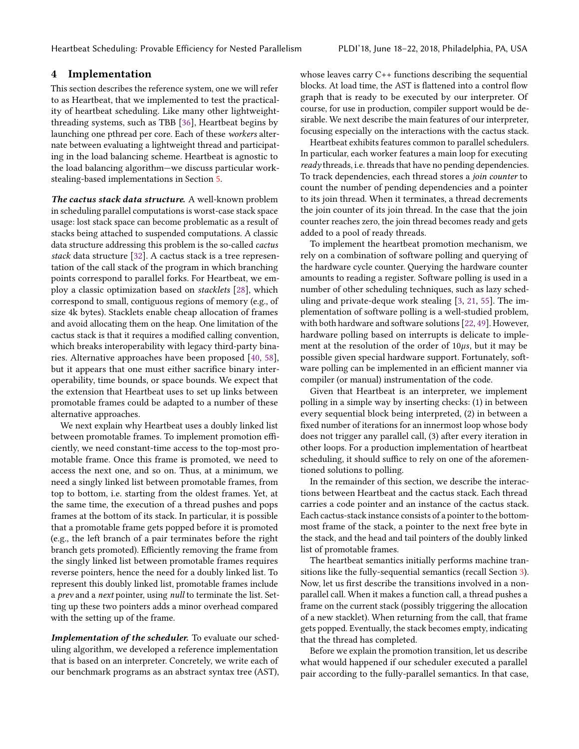## 4 Implementation

This section describes the reference system, one we will refer to as Heartbeat, that we implemented to test the practicality of heartbeat scheduling. Like many other lightweight-threading systems, such as TBB [36], Heartbeat begins by launching one pthread per core. Each of these *workers* alternate between evaluating a lightweight thread and participating in the load balancing scheme. Heartbeat is agnostic to the load balancing algorithm—we discuss particular work-stealing-based implementations in Section 5.

***The cactus stack data structure.*** A well-known problem in scheduling parallel computations is worst-case stack space usage: lost stack space can become problematic as a result of stacks being attached to suspended computations. A classic data structure addressing this problem is the so-called *cactus stack* data structure [32]. A cactus stack is a tree representation of the call stack of the program in which branching points correspond to parallel forks. For Heartbeat, we employ a classic optimization based on *stacklets* [28], which correspond to small, contiguous regions of memory (e.g., of size 4k bytes). Stacklets enable cheap allocation of frames and avoid allocating them on the heap. One limitation of the cactus stack is that it requires a modified calling convention, which breaks interoperability with legacy third-party binaries. Alternative approaches have been proposed [40, 58], but it appears that one must either sacrifice binary interoperability, time bounds, or space bounds. We expect that the extension that Heartbeat uses to set up links between promotable frames could be adapted to a number of these alternative approaches.

We next explain why Heartbeat uses a doubly linked list between promotable frames. To implement promotion efficiently, we need constant-time access to the top-most promotable frame. Once this frame is promoted, we need to access the next one, and so on. Thus, at a minimum, we need a singly linked list between promotable frames, from top to bottom, i.e. starting from the oldest frames. Yet, at the same time, the execution of a thread pushes and pops frames at the bottom of its stack. In particular, it is possible that a promotable frame gets popped before it is promoted (e.g., the left branch of a pair terminates before the right branch gets promoted). Efficiently removing the frame from the singly linked list between promotable frames requires reverse pointers, hence the need for a doubly linked list. To represent this doubly linked list, promotable frames include a *prev* and a *next* pointer, using *null* to terminate the list. Setting up these two pointers adds a minor overhead compared with the setting up of the frame.

***Implementation of the scheduler.*** To evaluate our scheduling algorithm, we developed a reference implementation that is based on an interpreter. Concretely, we write each of our benchmark programs as an abstract syntax tree (AST), whose leaves carry C++ functions describing the sequential blocks. At load time, the AST is flattened into a control flow graph that is ready to be executed by our interpreter. Of course, for use in production, compiler support would be desirable. We next describe the main features of our interpreter, focusing especially on the interactions with the cactus stack.

Heartbeat exhibits features common to parallel schedulers. In particular, each worker features a main loop for executing *ready* threads, i.e. threads that have no pending dependencies. To track dependencies, each thread stores a *join counter* to count the number of pending dependencies and a pointer to its join thread. When it terminates, a thread decrements the join counter of its join thread. In the case that the join counter reaches zero, the join thread becomes ready and gets added to a pool of ready threads.

To implement the heartbeat promotion mechanism, we rely on a combination of software polling and querying of the hardware cycle counter. Querying the hardware counter amounts to reading a register. Software polling is used in a number of other scheduling techniques, such as lazy scheduling and private-deque work stealing [3, 21, 55]. The implementation of software polling is a well-studied problem, with both hardware and software solutions [22, 49]. However, hardware polling based on interrupts is delicate to implement at the resolution of the order of $10\mu s$, but it may be possible given special hardware support. Fortunately, software polling can be implemented in an efficient manner via compiler (or manual) instrumentation of the code.

Given that Heartbeat is an interpreter, we implement polling in a simple way by inserting checks: (1) in between every sequential block being interpreted, (2) in between a fixed number of iterations for an innermost loop whose body does not trigger any parallel call, (3) after every iteration in other loops. For a production implementation of heartbeat scheduling, it should suffice to rely on one of the aforementioned solutions to polling.

In the remainder of this section, we describe the interactions between Heartbeat and the cactus stack. Each thread carries a code pointer and an instance of the cactus stack. Each cactus-stack instance consists of a pointer to the bottom-most frame of the stack, a pointer to the next free byte in the stack, and the head and tail pointers of the doubly linked list of promotable frames.

The heartbeat semantics initially performs machine transitions like the fully-sequential semantics (recall Section 3). Now, let us first describe the transitions involved in a non-parallel call. When it makes a function call, a thread pushes a frame on the current stack (possibly triggering the allocation of a new stacklet). When returning from the call, that frame gets popped. Eventually, the stack becomes empty, indicating that the thread has completed.

Before we explain the promotion transition, let us describe what would happened if our scheduler executed a parallel pair according to the fully-parallel semantics. In that case,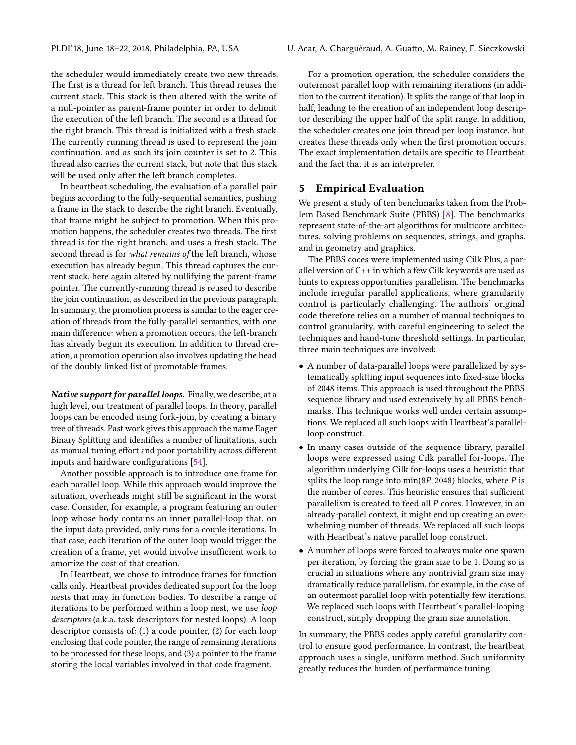the scheduler would immediately create two new threads. The first is a thread for left branch. This thread reuses the current stack. This stack is then altered with the write of a null-pointer as parent-frame pointer in order to delimit the execution of the left branch. The second is a thread for the right branch. This thread is initialized with a fresh stack. The currently running thread is used to represent the join continuation, and as such its join counter is set to 2. This thread also carries the current stack, but note that this stack will be used only after the left branch completes.

In heartbeat scheduling, the evaluation of a parallel pair begins according to the fully-sequential semantics, pushing a frame in the stack to describe the right branch. Eventually, that frame might be subject to promotion. When this promotion happens, the scheduler creates two threads. The first thread is for the right branch, and uses a fresh stack. The second thread is for *what remains of* the left branch, whose execution has already begun. This thread captures the current stack, here again altered by nullifying the parent-frame pointer. The currently-running thread is reused to describe the join continuation, as described in the previous paragraph. In summary, the promotion process is similar to the eager creation of threads from the fully-parallel semantics, with one main difference: when a promotion occurs, the left-branch has already begun its execution. In addition to thread creation, a promotion operation also involves updating the head of the doubly linked list of promotable frames.

***Native support for parallel loops.*** Finally, we describe, at a high level, our treatment of parallel loops. In theory, parallel loops can be encoded using fork-join, by creating a binary tree of threads. Past work gives this approach the name Eager Binary Splitting and identifies a number of limitations, such as manual tuning effort and poor portability across different inputs and hardware configurations [54].

Another possible approach is to introduce one frame for each parallel loop. While this approach would improve the situation, overheads might still be significant in the worst case. Consider, for example, a program featuring an outer loop whose body contains an inner parallel-loop that, on the input data provided, only runs for a couple iterations. In that case, each iteration of the outer loop would trigger the creation of a frame, yet would involve insufficient work to amortize the cost of that creation.

In Heartbeat, we chose to introduce frames for function calls only. Heartbeat provides dedicated support for the loop nests that may in function bodies. To describe a range of iterations to be performed within a loop nest, we use *loop descriptors* (a.k.a. task descriptors for nested loops). A loop descriptor consists of: (1) a code pointer, (2) for each loop enclosing that code pointer, the range of remaining iterations to be processed for these loops, and (3) a pointer to the frame storing the local variables involved in that code fragment.

For a promotion operation, the scheduler considers the outermost parallel loop with remaining iterations (in addition to the current iteration). It splits the range of that loop in half, leading to the creation of an independent loop descriptor describing the upper half of the split range. In addition, the scheduler creates one join thread per loop instance, but creates these threads only when the first promotion occurs. The exact implementation details are specific to Heartbeat and the fact that it is an interpreter.

# 5 Empirical Evaluation

We present a study of ten benchmarks taken from the Problem Based Benchmark Suite (PBBS) [8]. The benchmarks represent state-of-the-art algorithms for multicore architectures, solving problems on sequences, strings, and graphs, and in geometry and graphics.

The PBBS codes were implemented using Cilk Plus, a parallel version of C++ in which a few Cilk keywords are used as hints to express opportunities parallelism. The benchmarks include irregular parallel applications, where granularity control is particularly challenging. The authors' original code therefore relies on a number of manual techniques to control granularity, with careful engineering to select the techniques and hand-tune threshold settings. In particular, three main techniques are involved:

- A number of data-parallel loops were parallelized by systematically splitting input sequences into fixed-size blocks of 2048 items. This approach is used throughout the PBBS sequence library and used extensively by all PBBS benchmarks. This technique works well under certain assumptions. We replaced all such loops with Heartbeat's parallel-loop construct.
- In many cases outside of the sequence library, parallel loops were expressed using Cilk parallel for-loops. The algorithm underlying Cilk for-loops uses a heuristic that splits the loop range into $\min(8P, 2048)$ blocks, where $P$ is the number of cores. This heuristic ensures that sufficient parallelism is created to feed all $P$ cores. However, in an already-parallel context, it might end up creating an overwhelming number of threads. We replaced all such loops with Heartbeat's native parallel loop construct.
- A number of loops were forced to always make one spawn per iteration, by forcing the grain size to be 1. Doing so is crucial in situations where any nontrivial grain size may dramatically reduce parallelism, for example, in the case of an outermost parallel loop with potentially few iterations. We replaced such loops with Heartbeat's parallel-looping construct, simply dropping the grain size annotation.

In summary, the PBBS codes apply careful granularity control to ensure good performance. In contrast, the heartbeat approach uses a single, uniform method. Such uniformity greatly reduces the burden of performance tuning.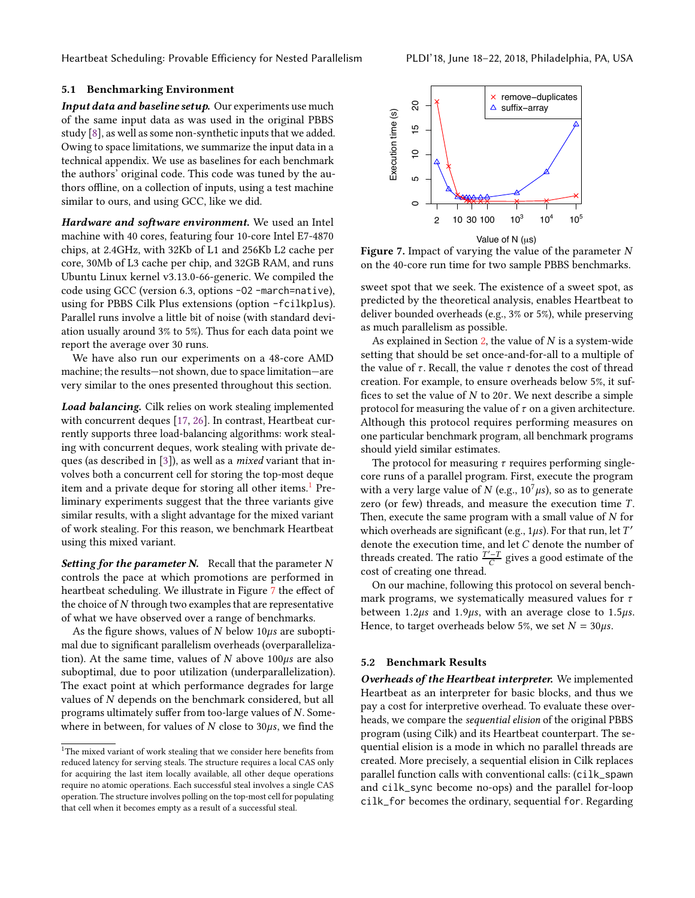### 5.1 Benchmarking Environment

***Input data and baseline setup.*** Our experiments use much of the same input data as was used in the original PBBS study [8], as well as some non-synthetic inputs that we added. Owing to space limitations, we summarize the input data in a technical appendix. We use as baselines for each benchmark the authors' original code. This code was tuned by the authors offline, on a collection of inputs, using a test machine similar to ours, and using GCC, like we did.

***Hardware and software environment.*** We used an Intel machine with 40 cores, featuring four 10-core Intel E7-4870 chips, at 2.4GHz, with 32Kb of L1 and 256Kb L2 cache per core, 30Mb of L3 cache per chip, and 32GB RAM, and runs Ubuntu Linux kernel v3.13.0-66-generic. We compiled the code using GCC (version 6.3, options `-O2 -march=native`), using for PBBS Cilk Plus extensions (option `-fcilkplus`). Parallel runs involve a little bit of noise (with standard deviation usually around 3% to 5%). Thus for each data point we report the average over 30 runs.

We have also run our experiments on a 48-core AMD machine; the results—not shown, due to space limitation—are very similar to the ones presented throughout this section.

***Load balancing.*** Cilk relies on work stealing implemented with concurrent deques [17, 26]. In contrast, Heartbeat currently supports three load-balancing algorithms: work stealing with concurrent deques, work stealing with private deques (as described in [3]), as well as a *mixed* variant that involves both a concurrent cell for storing the top-most deque item and a private deque for storing all other items.[1] Preliminary experiments suggest that the three variants give similar results, with a slight advantage for the mixed variant of work stealing. For this reason, we benchmark Heartbeat using this mixed variant.

***Setting for the parameter N.*** Recall that the parameter $N$ controls the pace at which promotions are performed in heartbeat scheduling. We illustrate in Figure 7 the effect of the choice of $N$ through two examples that are representative of what we have observed over a range of benchmarks.

As the figure shows, values of $N$ below $10\mu s$ are suboptimal due to significant parallelism overheads (overparallelization). At the same time, values of $N$ above $100\mu s$ are also suboptimal, due to poor utilization (underparallelization). The exact point at which performance degrades for large values of $N$ depends on the benchmark considered, but all programs ultimately suffer from too-large values of $N$. Somewhere in between, for values of $N$ close to $30\mu s$, we find the sweet spot that we seek. The existence of a sweet spot, as predicted by the theoretical analysis, enables Heartbeat to deliver bounded overheads (e.g., 3% or 5%), while preserving as much parallelism as possible.

[1] The mixed variant of work stealing that we consider here benefits from reduced latency for serving steals. The structure requires a local CAS only for acquiring the last item locally available, all other deque operations require no atomic operations. Each successful steal involves a single CAS operation. The structure involves polling on the top-most cell for populating that cell when it becomes empty as a result of a successful steal.

**Figure 7.** Impact of varying the value of the parameter $N$ on the 40-core run time for two sample PBBS benchmarks.

As explained in Section 2, the value of $N$ is a system-wide setting that should be set once-and-for-all to a multiple of the value of $\tau$. Recall, the value $\tau$ denotes the cost of thread creation. For example, to ensure overheads below 5%, it suffices to set the value of $N$ to $20\tau$. We next describe a simple protocol for measuring the value of $\tau$ on a given architecture. Although this protocol requires performing measures on one particular benchmark program, all benchmark programs should yield similar estimates.

The protocol for measuring $\tau$ requires performing single-core runs of a parallel program. First, execute the program with a very large value of $N$ (e.g., $10^7 \mu s$), so as to generate zero (or few) threads, and measure the execution time $T$. Then, execute the same program with a small value of $N$ for which overheads are significant (e.g., $1\mu s$). For that run, let $T'$ denote the execution time, and let $C$ denote the number of threads created. The ratio $\frac{T'-T}{C}$ gives a good estimate of the cost of creating one thread.

On our machine, following this protocol on several benchmark programs, we systematically measured values for $\tau$ between $1.2\mu s$ and $1.9\mu s$, with an average close to $1.5\mu s$. Hence, to target overheads below 5%, we set $N = 30\mu s$.

### 5.2 Benchmark Results

***Overheads of the Heartbeat interpreter.*** We implemented Heartbeat as an interpreter for basic blocks, and thus we pay a cost for interpretive overhead. To evaluate these overheads, we compare the *sequential elision* of the original PBBS program (using Cilk) and its Heartbeat counterpart. The sequential elision is a mode in which no parallel threads are created. More precisely, a sequential elision in Cilk replaces parallel function calls with conventional calls: (`cilk_spawn` and `cilk_sync` become no-ops) and the parallel for-loop `cilk_for` becomes the ordinary, sequential `for`. Regarding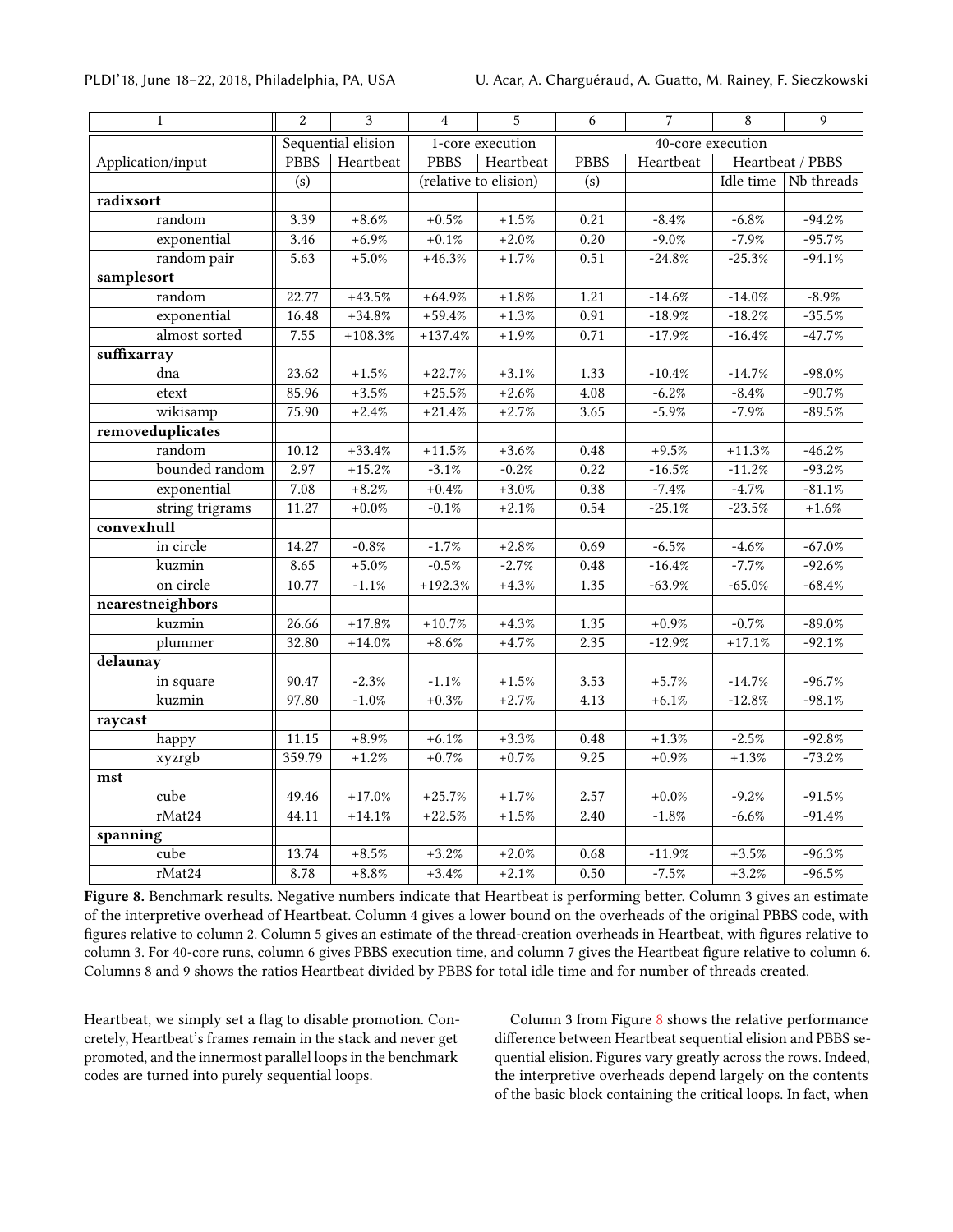| 1 | 2 | 3 | 4 | 5 | 6 | 7 | 8 | 9 |
|---|---|---|---|---|---|---|---|---|
| | Sequential elision | | 1-core execution | | 40-core execution | | | |
| Application/input | PBBS | Heartbeat | PBBS | Heartbeat | PBBS | Heartbeat | Heartbeat / PBBS | |
| | (s) | | (relative to elision) | | (s) | | Idle time | Nb threads |
| **radixsort** | | | | | | | | |
| random | 3.39 | +8.6% | +0.5% | +1.5% | 0.21 | -8.4% | -6.8% | -94.2% |
| exponential | 3.46 | +6.9% | +0.1% | +2.0% | 0.20 | -9.0% | -7.9% | -95.7% |
| random pair | 5.63 | +5.0% | +46.3% | +1.7% | 0.51 | -24.8% | -25.3% | -94.1% |
| **samplesort** | | | | | | | | |
| random | 22.77 | +43.5% | +64.9% | +1.8% | 1.21 | -14.6% | -14.0% | -8.9% |
| exponential | 16.48 | +34.8% | +59.4% | +1.3% | 0.91 | -18.9% | -18.2% | -35.5% |
| almost sorted | 7.55 | +108.3% | +137.4% | +1.9% | 0.71 | -17.9% | -16.4% | -47.7% |
| **suffixarray** | | | | | | | | |
| dna | 23.62 | +1.5% | +22.7% | +3.1% | 1.33 | -10.4% | -14.7% | -98.0% |
| etext | 85.96 | +3.5% | +25.5% | +2.6% | 4.08 | -6.2% | -8.4% | -90.7% |
| wikisamp | 75.90 | +2.4% | +21.4% | +2.7% | 3.65 | -5.9% | -7.9% | -89.5% |
| **removeduplicates** | | | | | | | | |
| random | 10.12 | +33.4% | +11.5% | +3.6% | 0.48 | +9.5% | +11.3% | -46.2% |
| bounded random | 2.97 | +15.2% | -3.1% | -0.2% | 0.22 | -16.5% | -11.2% | -93.2% |
| exponential | 7.08 | +8.2% | +0.4% | +3.0% | 0.38 | -7.4% | -4.7% | -81.1% |
| string trigrams | 11.27 | +0.0% | -0.1% | +2.1% | 0.54 | -25.1% | -23.5% | +1.6% |
| **convexhull** | | | | | | | | |
| in circle | 14.27 | -0.8% | -1.7% | +2.8% | 0.69 | -6.5% | -4.6% | -67.0% |
| kuzmin | 8.65 | +5.0% | -0.5% | -2.7% | 0.48 | -16.4% | -7.7% | -92.6% |
| on circle | 10.77 | -1.1% | +192.3% | +4.3% | 1.35 | -63.9% | -65.0% | -68.4% |
| **nearestneighbors** | | | | | | | | |
| kuzmin | 26.66 | +17.8% | +10.7% | +4.3% | 1.35 | +0.9% | -0.7% | -89.0% |
| plummer | 32.80 | +14.0% | +8.6% | +4.7% | 2.35 | -12.9% | +17.1% | -92.1% |
| **delaunay** | | | | | | | | |
| in square | 90.47 | -2.3% | -1.1% | +1.5% | 3.53 | +5.7% | -14.7% | -96.7% |
| kuzmin | 97.80 | -1.0% | +0.3% | +2.7% | 4.13 | +6.1% | -12.8% | -98.1% |
| **raycast** | | | | | | | | |
| happy | 11.15 | +8.9% | +6.1% | +3.3% | 0.48 | +1.3% | -2.5% | -92.8% |
| xyzrgb | 359.79 | +1.2% | +0.7% | +0.7% | 9.25 | +0.9% | +1.3% | -73.2% |
| **mst** | | | | | | | | |
| cube | 49.46 | +17.0% | +25.7% | +1.7% | 2.57 | +0.0% | -9.2% | -91.5% |
| rMat24 | 44.11 | +14.1% | +22.5% | +1.5% | 2.40 | -1.8% | -6.6% | -91.4% |
| **spanning** | | | | | | | | |
| cube | 13.74 | +8.5% | +3.2% | +2.0% | 0.68 | -11.9% | +3.5% | -96.3% |
| rMat24 | 8.78 | +8.8% | +3.4% | +2.1% | 0.50 | -7.5% | +3.2% | -96.5% |

**Figure 8.** Benchmark results. Negative numbers indicate that Heartbeat is performing better. Column 3 gives an estimate of the interpretive overhead of Heartbeat. Column 4 gives a lower bound on the overheads of the original PBBS code, with figures relative to column 2. Column 5 gives an estimate of the thread-creation overheads in Heartbeat, with figures relative to column 3. For 40-core runs, column 6 gives PBBS execution time, and column 7 gives the Heartbeat figure relative to column 6. Columns 8 and 9 shows the ratios Heartbeat divided by PBBS for total idle time and for number of threads created.

Heartbeat, we simply set a flag to disable promotion. Concretely, Heartbeat's frames remain in the stack and never get promoted, and the innermost parallel loops in the benchmark codes are turned into purely sequential loops.

Column 3 from Figure 8 shows the relative performance difference between Heartbeat sequential elision and PBBS sequential elision. Figures vary greatly across the rows. Indeed, the interpretive overheads depend largely on the contents of the basic block containing the critical loops. In fact, when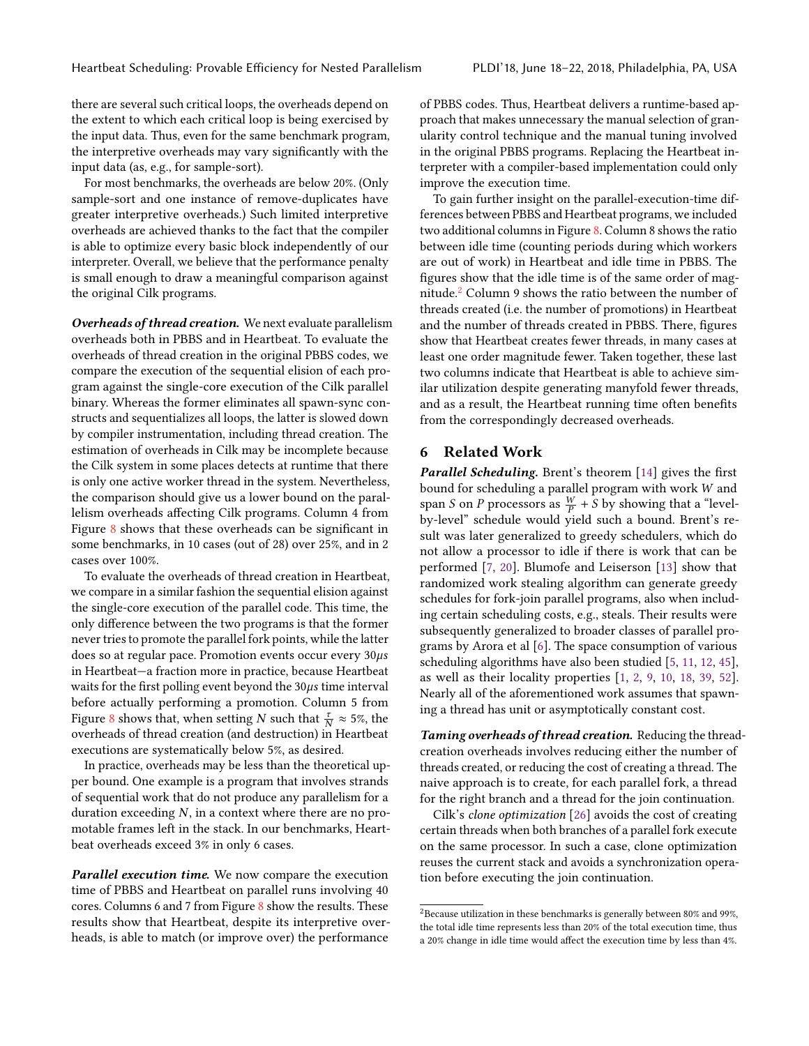there are several such critical loops, the overheads depend on the extent to which each critical loop is being exercised by the input data. Thus, even for the same benchmark program, the interpretive overheads may vary significantly with the input data (as, e.g., for sample-sort).

For most benchmarks, the overheads are below 20%. (Only sample-sort and one instance of remove-duplicates have greater interpretive overheads.) Such limited interpretive overheads are achieved thanks to the fact that the compiler is able to optimize every basic block independently of our interpreter. Overall, we believe that the performance penalty is small enough to draw a meaningful comparison against the original Cilk programs.

***Overheads of thread creation.*** We next evaluate parallelism overheads both in PBBS and in Heartbeat. To evaluate the overheads of thread creation in the original PBBS codes, we compare the execution of the sequential elision of each program against the single-core execution of the Cilk parallel binary. Whereas the former eliminates all spawn-sync constructs and sequentializes all loops, the latter is slowed down by compiler instrumentation, including thread creation. The estimation of overheads in Cilk may be incomplete because the Cilk system in some places detects at runtime that there is only one active worker thread in the system. Nevertheless, the comparison should give us a lower bound on the parallelism overheads affecting Cilk programs. Column 4 from Figure 8 shows that these overheads can be significant in some benchmarks, in 10 cases (out of 28) over 25%, and in 2 cases over 100%.

To evaluate the overheads of thread creation in Heartbeat, we compare in a similar fashion the sequential elision against the single-core execution of the parallel code. This time, the only difference between the two programs is that the former never tries to promote the parallel fork points, while the latter does so at regular pace. Promotion events occur every $30\mu s$ in Heartbeat—a fraction more in practice, because Heartbeat waits for the first polling event beyond the $30\mu s$ time interval before actually performing a promotion. Column 5 from Figure 8 shows that, when setting $N$ such that $\frac{\tau}{N} \approx 5\%$, the overheads of thread creation (and destruction) in Heartbeat executions are systematically below 5%, as desired.

In practice, overheads may be less than the theoretical upper bound. One example is a program that involves strands of sequential work that do not produce any parallelism for a duration exceeding $N$, in a context where there are no promotable frames left in the stack. In our benchmarks, Heartbeat overheads exceed 3% in only 6 cases.

***Parallel execution time.*** We now compare the execution time of PBBS and Heartbeat on parallel runs involving 40 cores. Columns 6 and 7 from Figure 8 show the results. These results show that Heartbeat, despite its interpretive overheads, is able to match (or improve over) the performance of PBBS codes. Thus, Heartbeat delivers a runtime-based approach that makes unnecessary the manual selection of granularity control technique and the manual tuning involved in the original PBBS programs. Replacing the Heartbeat interpreter with a compiler-based implementation could only improve the execution time.

To gain further insight on the parallel-execution-time differences between PBBS and Heartbeat programs, we included two additional columns in Figure 8. Column 8 shows the ratio between idle time (counting periods during which workers are out of work) in Heartbeat and idle time in PBBS. The figures show that the idle time is of the same order of magnitude.[2] Column 9 shows the ratio between the number of threads created (i.e. the number of promotions) in Heartbeat and the number of threads created in PBBS. There, figures show that Heartbeat creates fewer threads, in many cases at least one order magnitude fewer. Taken together, these last two columns indicate that Heartbeat is able to achieve similar utilization despite generating manyfold fewer threads, and as a result, the Heartbeat running time often benefits from the correspondingly decreased overheads.

## 6 Related Work

***Parallel Scheduling.*** Brent's theorem [14] gives the first bound for scheduling a parallel program with work $W$ and span $S$ on $P$ processors as $\frac{W}{P} + S$ by showing that a "level-by-level" schedule would yield such a bound. Brent's result was later generalized to greedy schedulers, which do not allow a processor to idle if there is work that can be performed [7, 20]. Blumofe and Leiserson [13] show that randomized work stealing algorithm can generate greedy schedules for fork-join parallel programs, also when including certain scheduling costs, e.g., steals. Their results were subsequently generalized to broader classes of parallel programs by Arora et al [6]. The space consumption of various scheduling algorithms have also been studied [5, 11, 12, 45], as well as their locality properties [1, 2, 9, 10, 18, 39, 52]. Nearly all of the aforementioned work assumes that spawning a thread has unit or asymptotically constant cost.

***Taming overheads of thread creation.*** Reducing the thread-creation overheads involves reducing either the number of threads created, or reducing the cost of creating a thread. The naive approach is to create, for each parallel fork, a thread for the right branch and a thread for the join continuation.

Cilk's *clone optimization* [26] avoids the cost of creating certain threads when both branches of a parallel fork execute on the same processor. In such a case, clone optimization reuses the current stack and avoids a synchronization operation before executing the join continuation.

[2] Because utilization in these benchmarks is generally between 80% and 99%, the total idle time represents less than 20% of the total execution time, thus a 20% change in idle time would affect the execution time by less than 4%.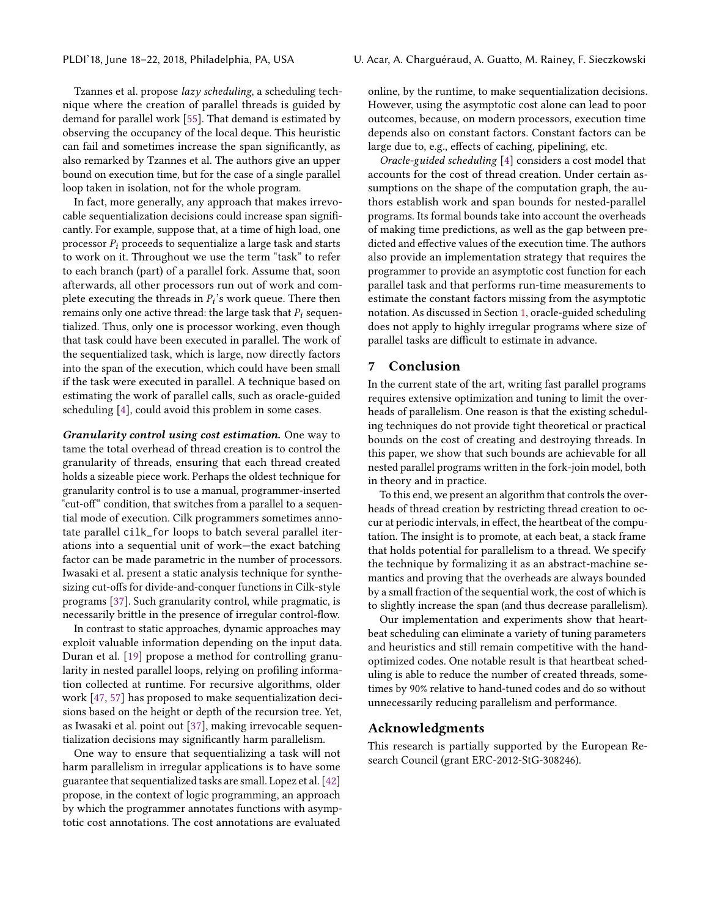Tzannes et al. propose *lazy scheduling*, a scheduling technique where the creation of parallel threads is guided by demand for parallel work [55]. That demand is estimated by observing the occupancy of the local deque. This heuristic can fail and sometimes increase the span significantly, as also remarked by Tzannes et al. The authors give an upper bound on execution time, but for the case of a single parallel loop taken in isolation, not for the whole program.

In fact, more generally, any approach that makes irrevocable sequentialization decisions could increase span significantly. For example, suppose that, at a time of high load, one processor $P_i$ proceeds to sequentialize a large task and starts to work on it. Throughout we use the term "task" to refer to each branch (part) of a parallel fork. Assume that, soon afterwards, all other processors run out of work and complete executing the threads in $P_i$'s work queue. There then remains only one active thread: the large task that $P_i$ sequentialized. Thus, only one is processor working, even though that task could have been executed in parallel. The work of the sequentialized task, which is large, now directly factors into the span of the execution, which could have been small if the task were executed in parallel. A technique based on estimating the work of parallel calls, such as oracle-guided scheduling [4], could avoid this problem in some cases.

***Granularity control using cost estimation.*** One way to tame the total overhead of thread creation is to control the granularity of threads, ensuring that each thread created holds a sizeable piece work. Perhaps the oldest technique for granularity control is to use a manual, programmer-inserted "cut-off" condition, that switches from a parallel to a sequential mode of execution. Cilk programmers sometimes annotate parallel `cilk_for` loops to batch several parallel iterations into a sequential unit of work—the exact batching factor can be made parametric in the number of processors. Iwasaki et al. present a static analysis technique for synthesizing cut-offs for divide-and-conquer functions in Cilk-style programs [37]. Such granularity control, while pragmatic, is necessarily brittle in the presence of irregular control-flow.

In contrast to static approaches, dynamic approaches may exploit valuable information depending on the input data. Duran et al. [19] propose a method for controlling granularity in nested parallel loops, relying on profiling information collected at runtime. For recursive algorithms, older work [47, 57] has proposed to make sequentialization decisions based on the height or depth of the recursion tree. Yet, as Iwasaki et al. point out [37], making irrevocable sequentialization decisions may significantly harm parallelism.

One way to ensure that sequentializing a task will not harm parallelism in irregular applications is to have some guarantee that sequentialized tasks are small. Lopez et al. [42] propose, in the context of logic programming, an approach by which the programmer annotates functions with asymptotic cost annotations. The cost annotations are evaluated online, by the runtime, to make sequentialization decisions. However, using the asymptotic cost alone can lead to poor outcomes, because, on modern processors, execution time depends also on constant factors. Constant factors can be large due to, e.g., effects of caching, pipelining, etc.

*Oracle-guided scheduling* [4] considers a cost model that accounts for the cost of thread creation. Under certain assumptions on the shape of the computation graph, the authors establish work and span bounds for nested-parallel programs. Its formal bounds take into account the overheads of making time predictions, as well as the gap between predicted and effective values of the execution time. The authors also provide an implementation strategy that requires the programmer to provide an asymptotic cost function for each parallel task and that performs run-time measurements to estimate the constant factors missing from the asymptotic notation. As discussed in Section 1, oracle-guided scheduling does not apply to highly irregular programs where size of parallel tasks are difficult to estimate in advance.

## 7 Conclusion

In the current state of the art, writing fast parallel programs requires extensive optimization and tuning to limit the overheads of parallelism. One reason is that the existing scheduling techniques do not provide tight theoretical or practical bounds on the cost of creating and destroying threads. In this paper, we show that such bounds are achievable for all nested parallel programs written in the fork-join model, both in theory and in practice.

To this end, we present an algorithm that controls the overheads of thread creation by restricting thread creation to occur at periodic intervals, in effect, the heartbeat of the computation. The insight is to promote, at each beat, a stack frame that holds potential for parallelism to a thread. We specify the technique by formalizing it as an abstract-machine semantics and proving that the overheads are always bounded by a small fraction of the sequential work, the cost of which is to slightly increase the span (and thus decrease parallelism).

Our implementation and experiments show that heartbeat scheduling can eliminate a variety of tuning parameters and heuristics and still remain competitive with the hand-optimized codes. One notable result is that heartbeat scheduling is able to reduce the number of created threads, sometimes by 90% relative to hand-tuned codes and do so without unnecessarily reducing parallelism and performance.

## Acknowledgments

This research is partially supported by the European Research Council (grant ERC-2012-StG-308246).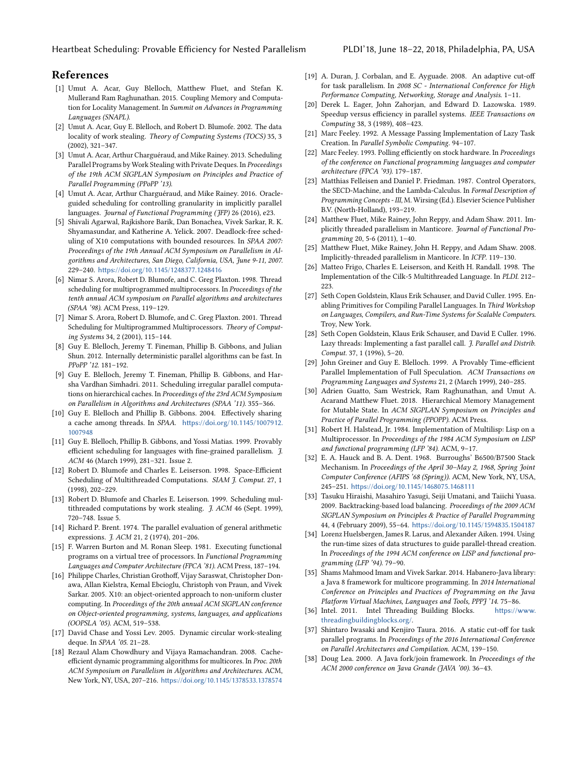## References

[1] Umut A. Acar, Guy Blelloch, Matthew Fluet, and Stefan K. Mullerand Ram Raghunathan. 2015. Coupling Memory and Computation for Locality Management. In *Summit on Advances in Programming Languages (SNAPL)*.

[2] Umut A. Acar, Guy E. Blelloch, and Robert D. Blumofe. 2002. The data locality of work stealing. *Theory of Computing Systems (TOCS)* 35, 3 (2002), 321–347.

[3] Umut A. Acar, Arthur Charguéraud, and Mike Rainey. 2013. Scheduling Parallel Programs by Work Stealing with Private Deques. In *Proceedings of the 19th ACM SIGPLAN Symposium on Principles and Practice of Parallel Programming (PPoPP '13)*.

[4] Umut A. Acar, Arthur Charguéraud, and Mike Rainey. 2016. Oracle-guided scheduling for controlling granularity in implicitly parallel languages. *Journal of Functional Programming (JFP)* 26 (2016), e23.

[5] Shivali Agarwal, Rajkishore Barik, Dan Bonachea, Vivek Sarkar, R. K. Shyamasundar, and Katherine A. Yelick. 2007. Deadlock-free scheduling of X10 computations with bounded resources. In *SPAA 2007: Proceedings of the 19th Annual ACM Symposium on Parallelism in Algorithms and Architectures, San Diego, California, USA, June 9-11, 2007.* 229–240. https://doi.org/10.1145/1248377.1248416

[6] Nimar S. Arora, Robert D. Blumofe, and C. Greg Plaxton. 1998. Thread scheduling for multiprogrammed multiprocessors. In *Proceedings of the tenth annual ACM symposium on Parallel algorithms and architectures (SPAA '98)*. ACM Press, 119–129.

[7] Nimar S. Arora, Robert D. Blumofe, and C. Greg Plaxton. 2001. Thread Scheduling for Multiprogrammed Multiprocessors. *Theory of Computing Systems* 34, 2 (2001), 115–144.

[8] Guy E. Blelloch, Jeremy T. Fineman, Phillip B. Gibbons, and Julian Shun. 2012. Internally deterministic parallel algorithms can be fast. In *PPoPP '12*. 181–192.

[9] Guy E. Blelloch, Jeremy T. Fineman, Phillip B. Gibbons, and Harsha Vardhan Simhadri. 2011. Scheduling irregular parallel computations on hierarchical caches. In *Proceedings of the 23rd ACM Symposium on Parallelism in Algorithms and Architectures (SPAA '11)*. 355–366.

[10] Guy E. Blelloch and Phillip B. Gibbons. 2004. Effectively sharing a cache among threads. In *SPAA*. https://doi.org/10.1145/1007912.1007948

[11] Guy E. Blelloch, Phillip B. Gibbons, and Yossi Matias. 1999. Provably efficient scheduling for languages with fine-grained parallelism. *J. ACM* 46 (March 1999), 281–321. Issue 2.

[12] Robert D. Blumofe and Charles E. Leiserson. 1998. Space-Efficient Scheduling of Multithreaded Computations. *SIAM J. Comput.* 27, 1 (1998), 202–229.

[13] Robert D. Blumofe and Charles E. Leiserson. 1999. Scheduling multithreaded computations by work stealing. *J. ACM* 46 (Sept. 1999), 720–748. Issue 5.

[14] Richard P. Brent. 1974. The parallel evaluation of general arithmetic expressions. *J. ACM* 21, 2 (1974), 201–206.

[15] F. Warren Burton and M. Ronan Sleep. 1981. Executing functional programs on a virtual tree of processors. In *Functional Programming Languages and Computer Architecture (FPCA '81)*. ACM Press, 187–194.

[16] Philippe Charles, Christian Grothoff, Vijay Saraswat, Christopher Donawa, Allan Kielstra, Kemal Ebcioglu, Christoph von Praun, and Vivek Sarkar. 2005. X10: an object-oriented approach to non-uniform cluster computing. In *Proceedings of the 20th annual ACM SIGPLAN conference on Object-oriented programming, systems, languages, and applications (OOPSLA '05)*. ACM, 519–538.

[17] David Chase and Yossi Lev. 2005. Dynamic circular work-stealing deque. In *SPAA '05*. 21–28.

[18] Rezaul Alam Chowdhury and Vijaya Ramachandran. 2008. Cache-efficient dynamic programming algorithms for multicores. In *Proc. 20th ACM Symposium on Parallelism in Algorithms and Architectures*. ACM, New York, NY, USA, 207–216. https://doi.org/10.1145/1378533.1378574

[19] A. Duran, J. Corbalan, and E. Ayguade. 2008. An adaptive cut-off for task parallelism. In *2008 SC - International Conference for High Performance Computing, Networking, Storage and Analysis*. 1–11.

[20] Derek L. Eager, John Zahorjan, and Edward D. Lazowska. 1989. Speedup versus efficiency in parallel systems. *IEEE Transactions on Computing* 38, 3 (1989), 408–423.

[21] Marc Feeley. 1992. A Message Passing Implementation of Lazy Task Creation. In *Parallel Symbolic Computing*. 94–107.

[22] Marc Feeley. 1993. Polling efficiently on stock hardware. In *Proceedings of the conference on Functional programming languages and computer architecture (FPCA '93)*. 179–187.

[23] Matthias Felleisen and Daniel P. Friedman. 1987. Control Operators, the SECD-Machine, and the Lambda-Calculus. In *Formal Description of Programming Concepts - III*, M. Wirsing (Ed.). Elsevier Science Publisher B.V. (North-Holland), 193–219.

[24] Matthew Fluet, Mike Rainey, John Reppy, and Adam Shaw. 2011. Implicitly threaded parallelism in Manticore. *Journal of Functional Programming* 20, 5-6 (2011), 1–40.

[25] Matthew Fluet, Mike Rainey, John H. Reppy, and Adam Shaw. 2008. Implicitly-threaded parallelism in Manticore. In *ICFP*. 119–130.

[26] Matteo Frigo, Charles E. Leiserson, and Keith H. Randall. 1998. The Implementation of the Cilk-5 Multithreaded Language. In *PLDI*. 212–223.

[27] Seth Copen Goldstein, Klaus Erik Schauser, and David Culler. 1995. Enabling Primitives for Compiling Parallel Languages. In *Third Workshop on Languages, Compilers, and Run-Time Systems for Scalable Computers*. Troy, New York.

[28] Seth Copen Goldstein, Klaus Erik Schauser, and David E Culler. 1996. Lazy threads: Implementing a fast parallel call. *J. Parallel and Distrib. Comput.* 37, 1 (1996), 5–20.

[29] John Greiner and Guy E. Blelloch. 1999. A Provably Time-efficient Parallel Implementation of Full Speculation. *ACM Transactions on Programming Languages and Systems* 21, 2 (March 1999), 240–285.

[30] Adrien Guatto, Sam Westrick, Ram Raghunathan, and Umut A. Acarand Matthew Fluet. 2018. Hierarchical Memory Management for Mutable State. In *ACM SIGPLAN Symposium on Principles and Practice of Parallel Programming (PPOPP)*. ACM Press.

[31] Robert H. Halstead, Jr. 1984. Implementation of Multilisp: Lisp on a Multiprocessor. In *Proceedings of the 1984 ACM Symposium on LISP and functional programming (LFP '84)*. ACM, 9–17.

[32] E. A. Hauck and B. A. Dent. 1968. Burroughs' B6500/B7500 Stack Mechanism. In *Proceedings of the April 30–May 2, 1968, Spring Joint Computer Conference (AFIPS '68 (Spring))*. ACM, New York, NY, USA, 245–251. https://doi.org/10.1145/1468075.1468111

[33] Tasuku Hiraishi, Masahiro Yasugi, Seiji Umatani, and Taiichi Yuasa. 2009. Backtracking-based load balancing. *Proceedings of the 2009 ACM SIGPLAN Symposium on Principles & Practice of Parallel Programming* 44, 4 (February 2009), 55–64. https://doi.org/10.1145/1594835.1504187

[34] Lorenz Huelsbergen, James R. Larus, and Alexander Aiken. 1994. Using the run-time sizes of data structures to guide parallel-thread creation. In *Proceedings of the 1994 ACM conference on LISP and functional programming (LFP '94)*. 79–90.

[35] Shams Mahmood Imam and Vivek Sarkar. 2014. Habanero-Java library: a Java 8 framework for multicore programming. In *2014 International Conference on Principles and Practices of Programming on the Java Platform Virtual Machines, Languages and Tools, PPPJ '14*. 75–86.

[36] Intel. 2011. Intel Threading Building Blocks. https://www.threadingbuildingblocks.org/.

[37] Shintaro Iwasaki and Kenjiro Taura. 2016. A static cut-off for task parallel programs. In *Proceedings of the 2016 International Conference on Parallel Architectures and Compilation*. ACM, 139–150.

[38] Doug Lea. 2000. A Java fork/join framework. In *Proceedings of the ACM 2000 conference on Java Grande (JAVA '00)*. 36–43.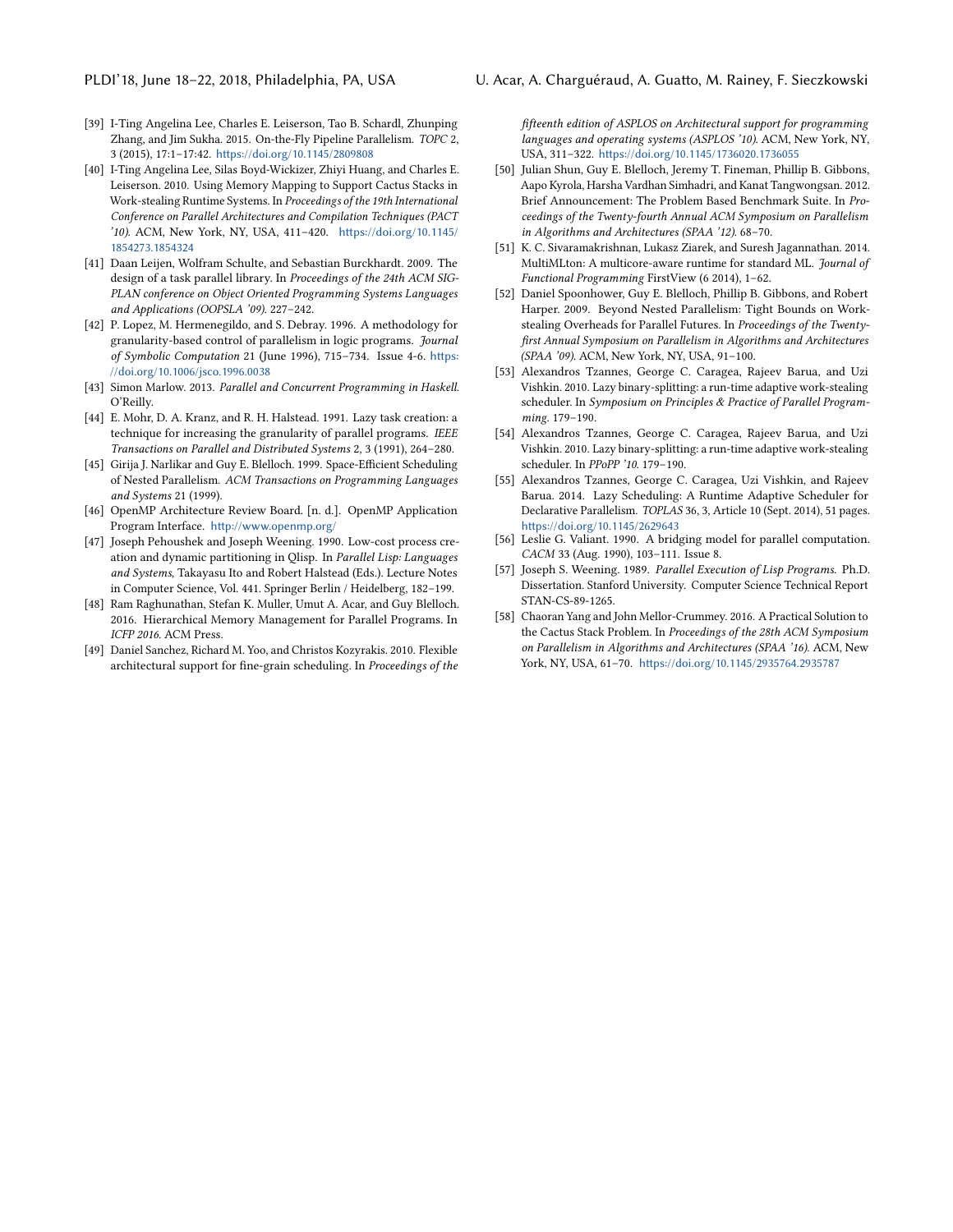[39] I-Ting Angelina Lee, Charles E. Leiserson, Tao B. Schardl, Zhunping Zhang, and Jim Sukha. 2015. On-the-Fly Pipeline Parallelism. *TOPC* 2, 3 (2015), 17:1–17:42. https://doi.org/10.1145/2809808

[40] I-Ting Angelina Lee, Silas Boyd-Wickizer, Zhiyi Huang, and Charles E. Leiserson. 2010. Using Memory Mapping to Support Cactus Stacks in Work-stealing Runtime Systems. In *Proceedings of the 19th International Conference on Parallel Architectures and Compilation Techniques (PACT '10)*. ACM, New York, NY, USA, 411–420. https://doi.org/10.1145/1854273.1854324

[41] Daan Leijen, Wolfram Schulte, and Sebastian Burckhardt. 2009. The design of a task parallel library. In *Proceedings of the 24th ACM SIGPLAN conference on Object Oriented Programming Systems Languages and Applications (OOPSLA '09)*. 227–242.

[42] P. Lopez, M. Hermenegildo, and S. Debray. 1996. A methodology for granularity-based control of parallelism in logic programs. *Journal of Symbolic Computation* 21 (June 1996), 715–734. Issue 4-6. https://doi.org/10.1006/jsco.1996.0038

[43] Simon Marlow. 2013. *Parallel and Concurrent Programming in Haskell.* O'Reilly.

[44] E. Mohr, D. A. Kranz, and R. H. Halstead. 1991. Lazy task creation: a technique for increasing the granularity of parallel programs. *IEEE Transactions on Parallel and Distributed Systems* 2, 3 (1991), 264–280.

[45] Girija J. Narlikar and Guy E. Blelloch. 1999. Space-Efficient Scheduling of Nested Parallelism. *ACM Transactions on Programming Languages and Systems* 21 (1999).

[46] OpenMP Architecture Review Board. [n. d.]. OpenMP Application Program Interface. http://www.openmp.org/

[47] Joseph Pehoushek and Joseph Weening. 1990. Low-cost process creation and dynamic partitioning in Qlisp. In *Parallel Lisp: Languages and Systems*, Takayasu Ito and Robert Halstead (Eds.). Lecture Notes in Computer Science, Vol. 441. Springer Berlin / Heidelberg, 182–199.

[48] Ram Raghunathan, Stefan K. Muller, Umut A. Acar, and Guy Blelloch. 2016. Hierarchical Memory Management for Parallel Programs. In *ICFP 2016*. ACM Press.

[49] Daniel Sanchez, Richard M. Yoo, and Christos Kozyrakis. 2010. Flexible architectural support for fine-grain scheduling. In *Proceedings of the fifteenth edition of ASPLOS on Architectural support for programming languages and operating systems (ASPLOS '10)*. ACM, New York, NY, USA, 311–322. https://doi.org/10.1145/1736020.1736055

[50] Julian Shun, Guy E. Blelloch, Jeremy T. Fineman, Phillip B. Gibbons, Aapo Kyrola, Harsha Vardhan Simhadri, and Kanat Tangwongsan. 2012. Brief Announcement: The Problem Based Benchmark Suite. In *Proceedings of the Twenty-fourth Annual ACM Symposium on Parallelism in Algorithms and Architectures (SPAA '12)*. 68–70.

[51] K. C. Sivaramakrishnan, Lukasz Ziarek, and Suresh Jagannathan. 2014. MultiMLton: A multicore-aware runtime for standard ML. *Journal of Functional Programming* FirstView (6 2014), 1–62.

[52] Daniel Spoonhower, Guy E. Blelloch, Phillip B. Gibbons, and Robert Harper. 2009. Beyond Nested Parallelism: Tight Bounds on Work-stealing Overheads for Parallel Futures. In *Proceedings of the Twenty-first Annual Symposium on Parallelism in Algorithms and Architectures (SPAA '09)*. ACM, New York, NY, USA, 91–100.

[53] Alexandros Tzannes, George C. Caragea, Rajeev Barua, and Uzi Vishkin. 2010. Lazy binary-splitting: a run-time adaptive work-stealing scheduler. In *Symposium on Principles & Practice of Parallel Programming*. 179–190.

[54] Alexandros Tzannes, George C. Caragea, Rajeev Barua, and Uzi Vishkin. 2010. Lazy binary-splitting: a run-time adaptive work-stealing scheduler. In *PPoPP '10*. 179–190.

[55] Alexandros Tzannes, George C. Caragea, Uzi Vishkin, and Rajeev Barua. 2014. Lazy Scheduling: A Runtime Adaptive Scheduler for Declarative Parallelism. *TOPLAS* 36, 3, Article 10 (Sept. 2014), 51 pages. https://doi.org/10.1145/2629643

[56] Leslie G. Valiant. 1990. A bridging model for parallel computation. *CACM* 33 (Aug. 1990), 103–111. Issue 8.

[57] Joseph S. Weening. 1989. *Parallel Execution of Lisp Programs*. Ph.D. Dissertation. Stanford University. Computer Science Technical Report STAN-CS-89-1265.

[58] Chaoran Yang and John Mellor-Crummey. 2016. A Practical Solution to the Cactus Stack Problem. In *Proceedings of the 28th ACM Symposium on Parallelism in Algorithms and Architectures (SPAA '16)*. ACM, New York, NY, USA, 61–70. https://doi.org/10.1145/2935764.2935787